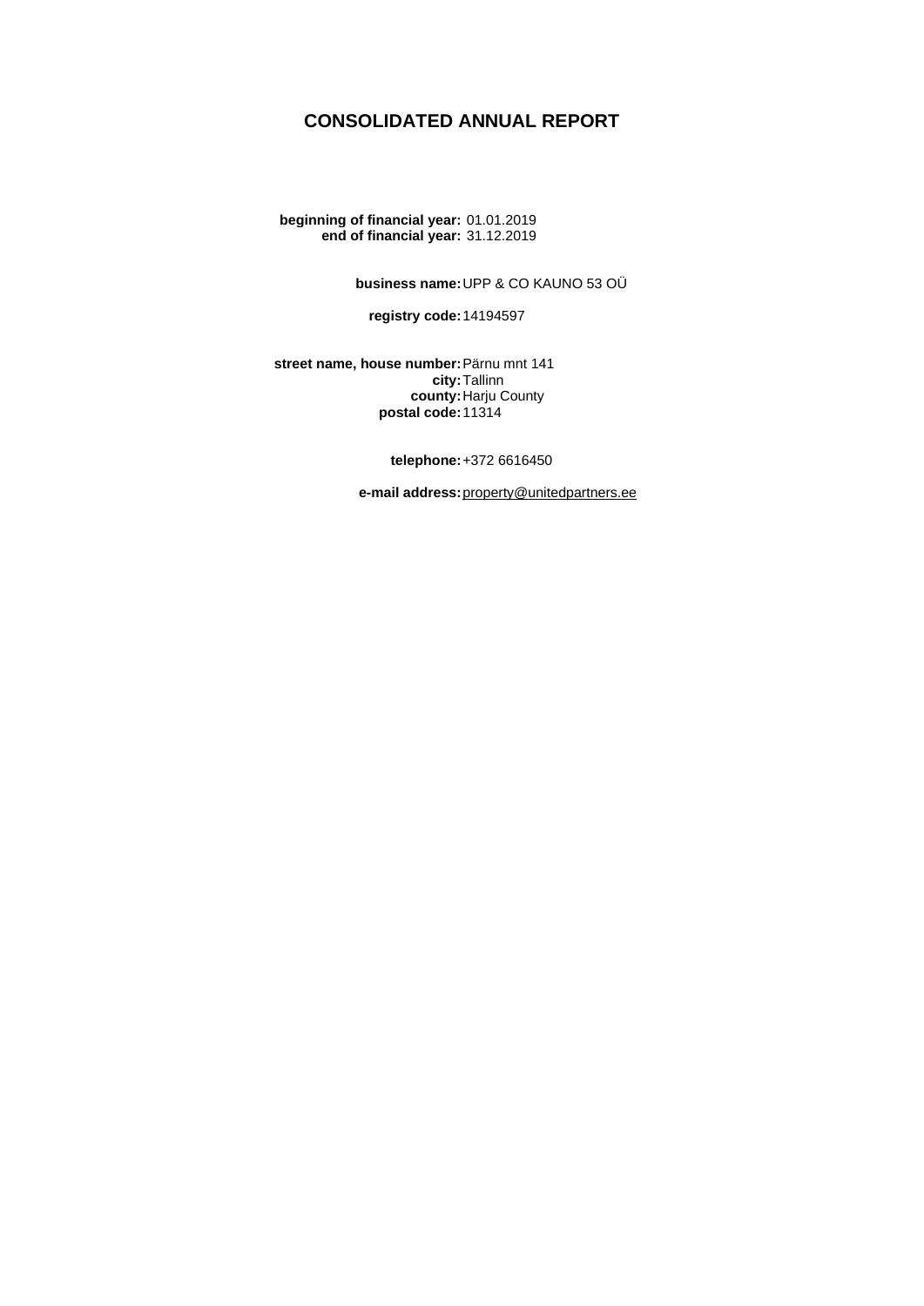# CONSOLIDATED ANNUAL REPORT

**beginning of financial year:** 01.01.2019
**end of financial year:** 31.12.2019

**business name:** UPP & CO KAUNO 53 OÜ

**registry code:** 14194597

**street name, house number:** Pärnu mnt 141
**city:** Tallinn
**county:** Harju County
**postal code:** 11314

**telephone:** +372 6616450

**e-mail address:** property@unitedpartners.ee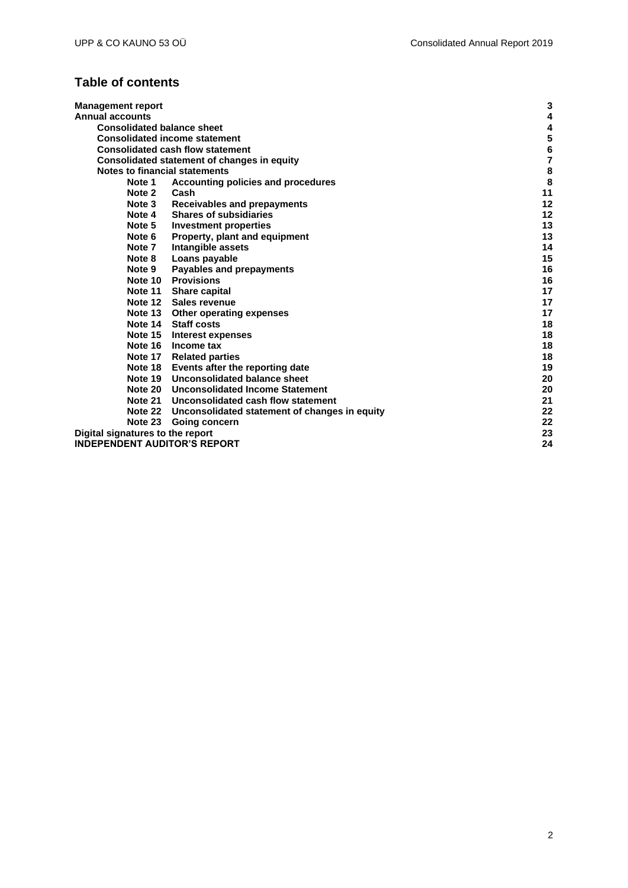## Table of contents

| | | |
|---|---|---|
| **Management report** | | **3** |
| **Annual accounts** | | **4** |
| **Consolidated balance sheet** | | **4** |
| **Consolidated income statement** | | **5** |
| **Consolidated cash flow statement** | | **6** |
| **Consolidated statement of changes in equity** | | **7** |
| **Notes to financial statements** | | **8** |
| **Note 1** | **Accounting policies and procedures** | **8** |
| **Note 2** | **Cash** | **11** |
| **Note 3** | **Receivables and prepayments** | **12** |
| **Note 4** | **Shares of subsidiaries** | **12** |
| **Note 5** | **Investment properties** | **13** |
| **Note 6** | **Property, plant and equipment** | **13** |
| **Note 7** | **Intangible assets** | **14** |
| **Note 8** | **Loans payable** | **15** |
| **Note 9** | **Payables and prepayments** | **16** |
| **Note 10** | **Provisions** | **16** |
| **Note 11** | **Share capital** | **17** |
| **Note 12** | **Sales revenue** | **17** |
| **Note 13** | **Other operating expenses** | **17** |
| **Note 14** | **Staff costs** | **18** |
| **Note 15** | **Interest expenses** | **18** |
| **Note 16** | **Income tax** | **18** |
| **Note 17** | **Related parties** | **18** |
| **Note 18** | **Events after the reporting date** | **19** |
| **Note 19** | **Unconsolidated balance sheet** | **20** |
| **Note 20** | **Unconsolidated Income Statement** | **20** |
| **Note 21** | **Unconsolidated cash flow statement** | **21** |
| **Note 22** | **Unconsolidated statement of changes in equity** | **22** |
| **Note 23** | **Going concern** | **22** |
| **Digital signatures to the report** | | **23** |
| **INDEPENDENT AUDITOR'S REPORT** | | **24** |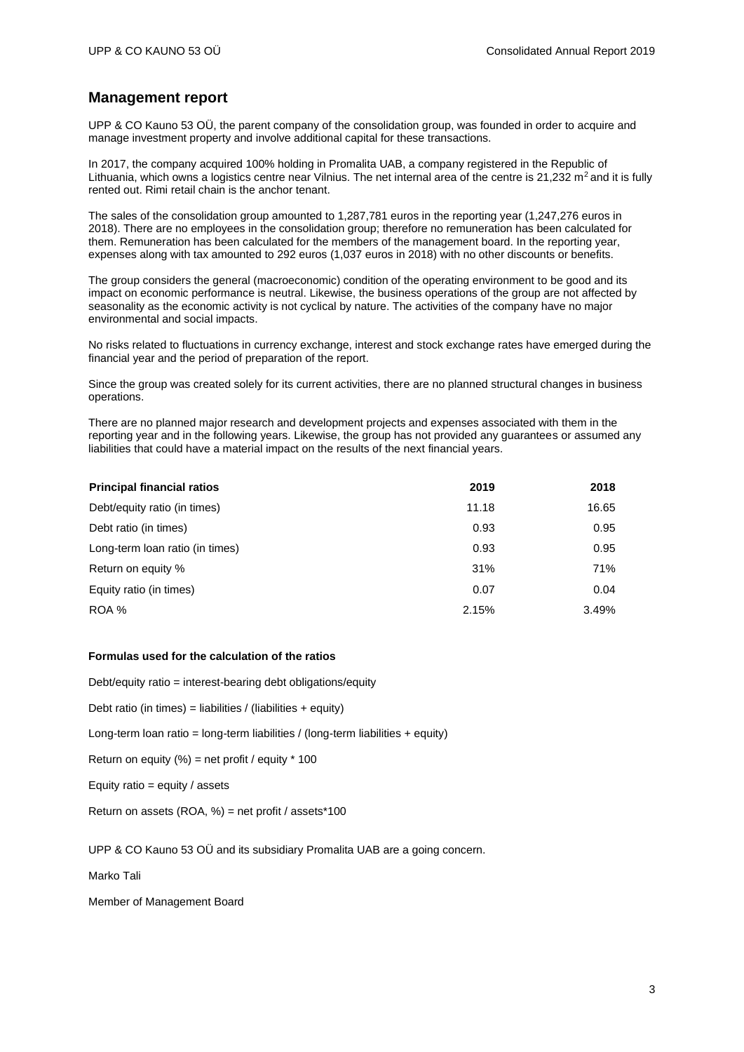## Management report

UPP & CO Kauno 53 OÜ, the parent company of the consolidation group, was founded in order to acquire and manage investment property and involve additional capital for these transactions.

In 2017, the company acquired 100% holding in Promalita UAB, a company registered in the Republic of Lithuania, which owns a logistics centre near Vilnius. The net internal area of the centre is 21,232 m$^2$ and it is fully rented out. Rimi retail chain is the anchor tenant.

The sales of the consolidation group amounted to 1,287,781 euros in the reporting year (1,247,276 euros in 2018). There are no employees in the consolidation group; therefore no remuneration has been calculated for them. Remuneration has been calculated for the members of the management board. In the reporting year, expenses along with tax amounted to 292 euros (1,037 euros in 2018) with no other discounts or benefits.

The group considers the general (macroeconomic) condition of the operating environment to be good and its impact on economic performance is neutral. Likewise, the business operations of the group are not affected by seasonality as the economic activity is not cyclical by nature. The activities of the company have no major environmental and social impacts.

No risks related to fluctuations in currency exchange, interest and stock exchange rates have emerged during the financial year and the period of preparation of the report.

Since the group was created solely for its current activities, there are no planned structural changes in business operations.

There are no planned major research and development projects and expenses associated with them in the reporting year and in the following years. Likewise, the group has not provided any guarantees or assumed any liabilities that could have a material impact on the results of the next financial years.

| **Principal financial ratios** | **2019** | **2018** |
|---|---|---|
| Debt/equity ratio (in times) | 11.18 | 16.65 |
| Debt ratio (in times) | 0.93 | 0.95 |
| Long-term loan ratio (in times) | 0.93 | 0.95 |
| Return on equity % | 31% | 71% |
| Equity ratio (in times) | 0.07 | 0.04 |
| ROA % | 2.15% | 3.49% |

**Formulas used for the calculation of the ratios**

Debt/equity ratio = interest-bearing debt obligations/equity

Debt ratio (in times) = liabilities / (liabilities + equity)

Long-term loan ratio = long-term liabilities / (long-term liabilities + equity)

Return on equity (%) = net profit / equity * 100

Equity ratio = equity / assets

Return on assets (ROA, %) = net profit / assets*100

UPP & CO Kauno 53 OÜ and its subsidiary Promalita UAB are a going concern.

Marko Tali

Member of Management Board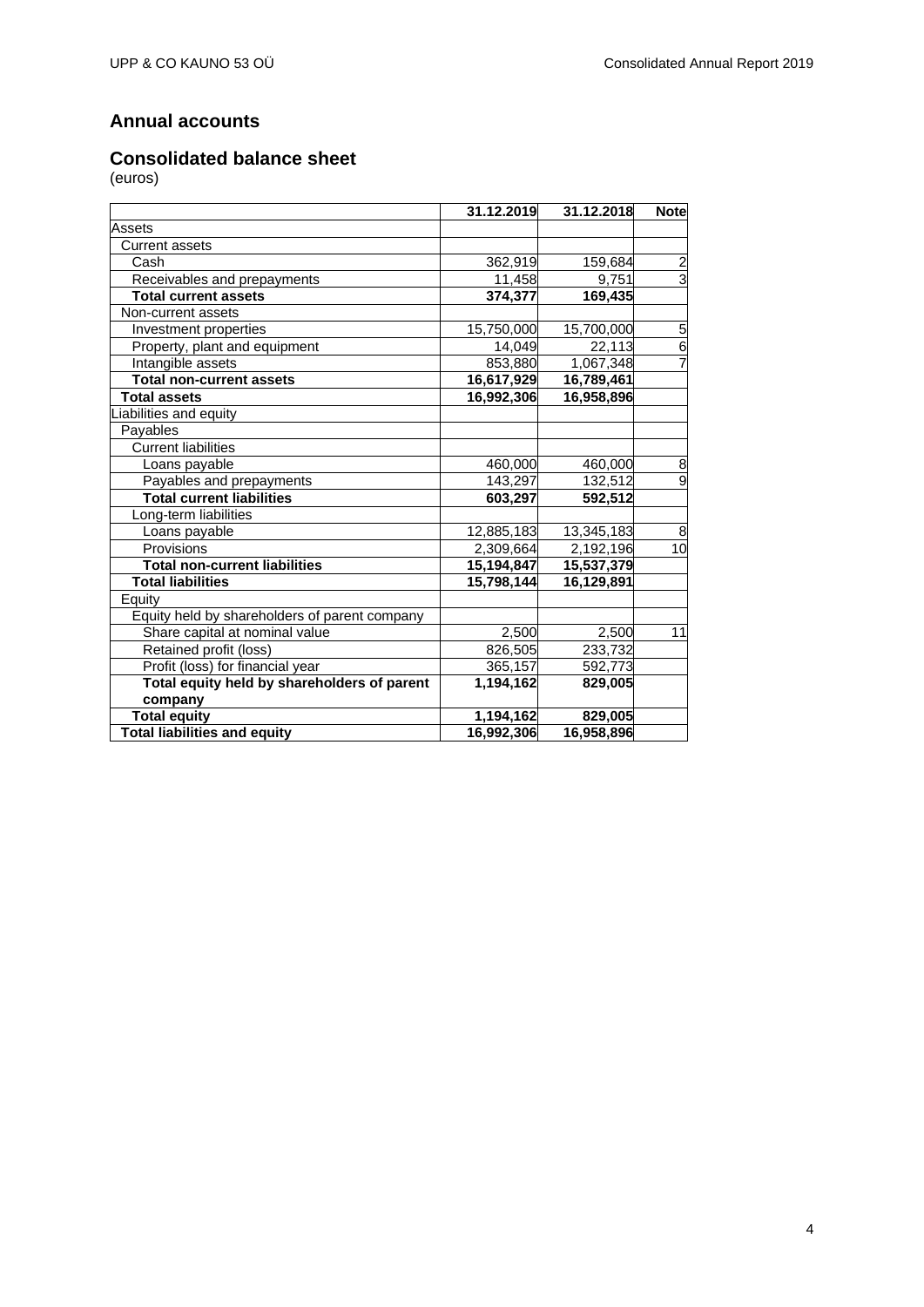## Annual accounts

## Consolidated balance sheet

(euros)

| | 31.12.2019 | 31.12.2018 | Note |
|---|---|---|---|
| Assets | | | |
| Current assets | | | |
| Cash | 362,919 | 159,684 | 2 |
| Receivables and prepayments | 11,458 | 9,751 | 3 |
| **Total current assets** | **374,377** | **169,435** | |
| Non-current assets | | | |
| Investment properties | 15,750,000 | 15,700,000 | 5 |
| Property, plant and equipment | 14,049 | 22,113 | 6 |
| Intangible assets | 853,880 | 1,067,348 | 7 |
| **Total non-current assets** | **16,617,929** | **16,789,461** | |
| **Total assets** | **16,992,306** | **16,958,896** | |
| Liabilities and equity | | | |
| Payables | | | |
| Current liabilities | | | |
| Loans payable | 460,000 | 460,000 | 8 |
| Payables and prepayments | 143,297 | 132,512 | 9 |
| **Total current liabilities** | **603,297** | **592,512** | |
| Long-term liabilities | | | |
| Loans payable | 12,885,183 | 13,345,183 | 8 |
| Provisions | 2,309,664 | 2,192,196 | 10 |
| **Total non-current liabilities** | **15,194,847** | **15,537,379** | |
| **Total liabilities** | **15,798,144** | **16,129,891** | |
| Equity | | | |
| Equity held by shareholders of parent company | | | |
| Share capital at nominal value | 2,500 | 2,500 | 11 |
| Retained profit (loss) | 826,505 | 233,732 | |
| Profit (loss) for financial year | 365,157 | 592,773 | |
| **Total equity held by shareholders of parent company** | **1,194,162** | **829,005** | |
| **Total equity** | **1,194,162** | **829,005** | |
| **Total liabilities and equity** | **16,992,306** | **16,958,896** | |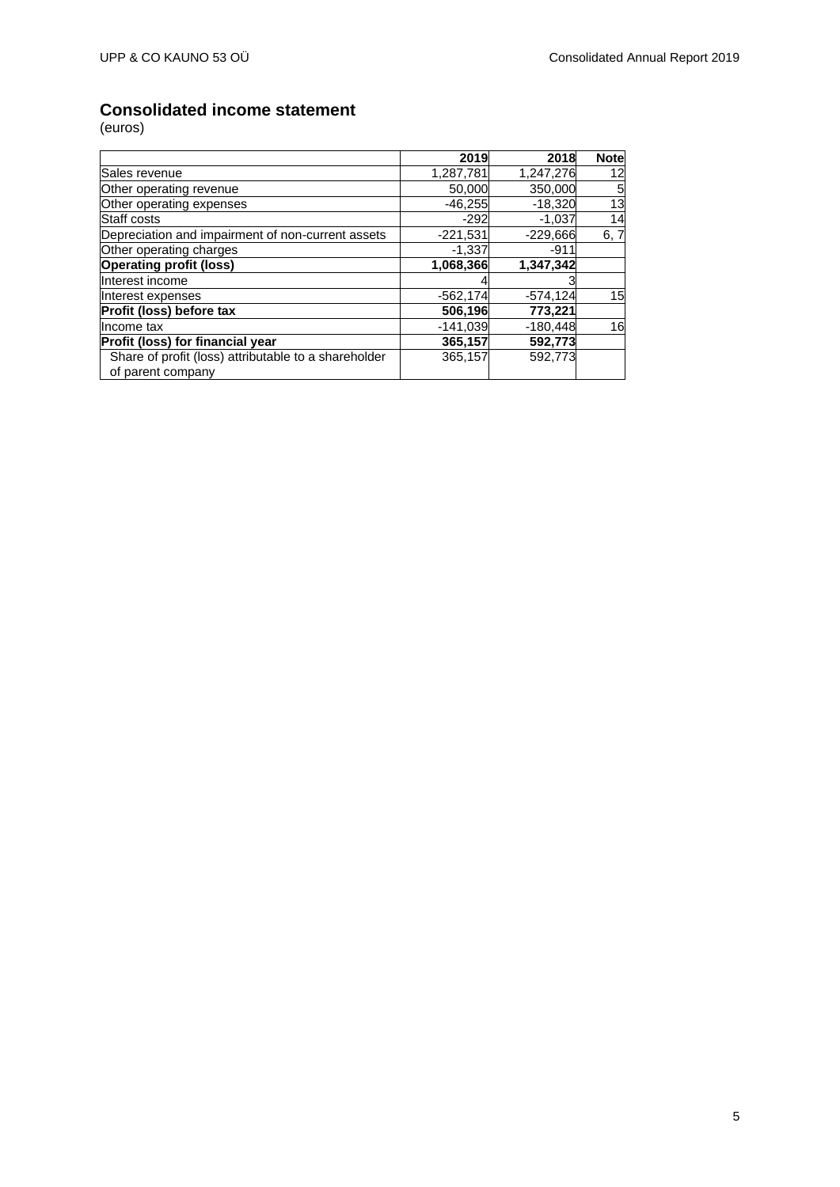## Consolidated income statement

(euros)

| | 2019 | 2018 | Note |
|---|---|---|---|
| Sales revenue | 1,287,781 | 1,247,276 | 12 |
| Other operating revenue | 50,000 | 350,000 | 5 |
| Other operating expenses | -46,255 | -18,320 | 13 |
| Staff costs | -292 | -1,037 | 14 |
| Depreciation and impairment of non-current assets | -221,531 | -229,666 | 6, 7 |
| Other operating charges | -1,337 | -911 | |
| **Operating profit (loss)** | **1,068,366** | **1,347,342** | |
| Interest income | 4 | 3 | |
| Interest expenses | -562,174 | -574,124 | 15 |
| **Profit (loss) before tax** | **506,196** | **773,221** | |
| Income tax | -141,039 | -180,448 | 16 |
| **Profit (loss) for financial year** | **365,157** | **592,773** | |
| Share of profit (loss) attributable to a shareholder of parent company | 365,157 | 592,773 | |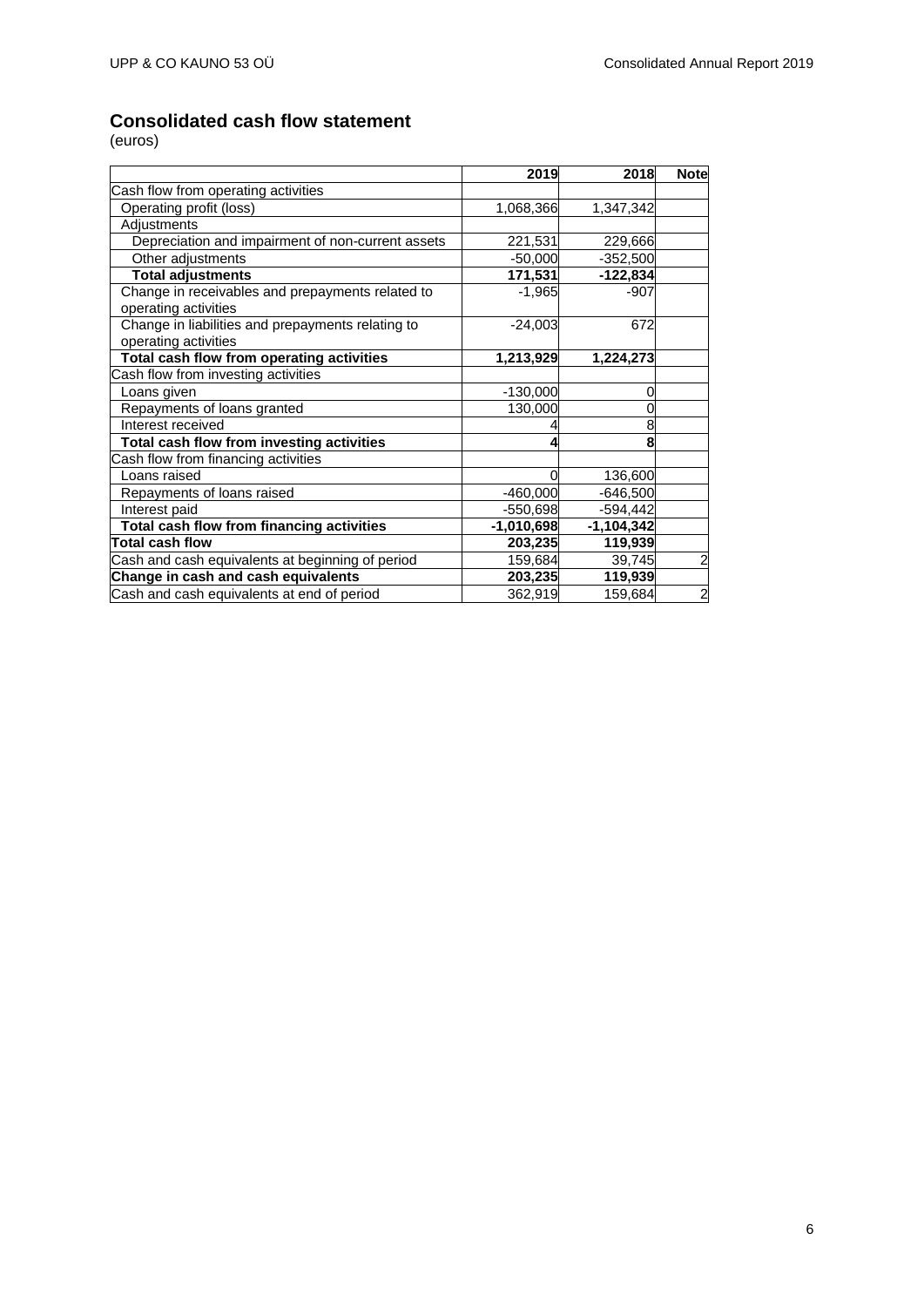## Consolidated cash flow statement

(euros)

| | 2019 | 2018 | Note |
|---|---|---|---|
| Cash flow from operating activities | | | |
| Operating profit (loss) | 1,068,366 | 1,347,342 | |
| Adjustments | | | |
| Depreciation and impairment of non-current assets | 221,531 | 229,666 | |
| Other adjustments | -50,000 | -352,500 | |
| **Total adjustments** | **171,531** | **-122,834** | |
| Change in receivables and prepayments related to operating activities | -1,965 | -907 | |
| Change in liabilities and prepayments relating to operating activities | -24,003 | 672 | |
| **Total cash flow from operating activities** | **1,213,929** | **1,224,273** | |
| Cash flow from investing activities | | | |
| Loans given | -130,000 | 0 | |
| Repayments of loans granted | 130,000 | 0 | |
| Interest received | 4 | 8 | |
| **Total cash flow from investing activities** | **4** | **8** | |
| Cash flow from financing activities | | | |
| Loans raised | 0 | 136,600 | |
| Repayments of loans raised | -460,000 | -646,500 | |
| Interest paid | -550,698 | -594,442 | |
| **Total cash flow from financing activities** | **-1,010,698** | **-1,104,342** | |
| **Total cash flow** | **203,235** | **119,939** | |
| Cash and cash equivalents at beginning of period | 159,684 | 39,745 | 2 |
| **Change in cash and cash equivalents** | **203,235** | **119,939** | |
| Cash and cash equivalents at end of period | 362,919 | 159,684 | 2 |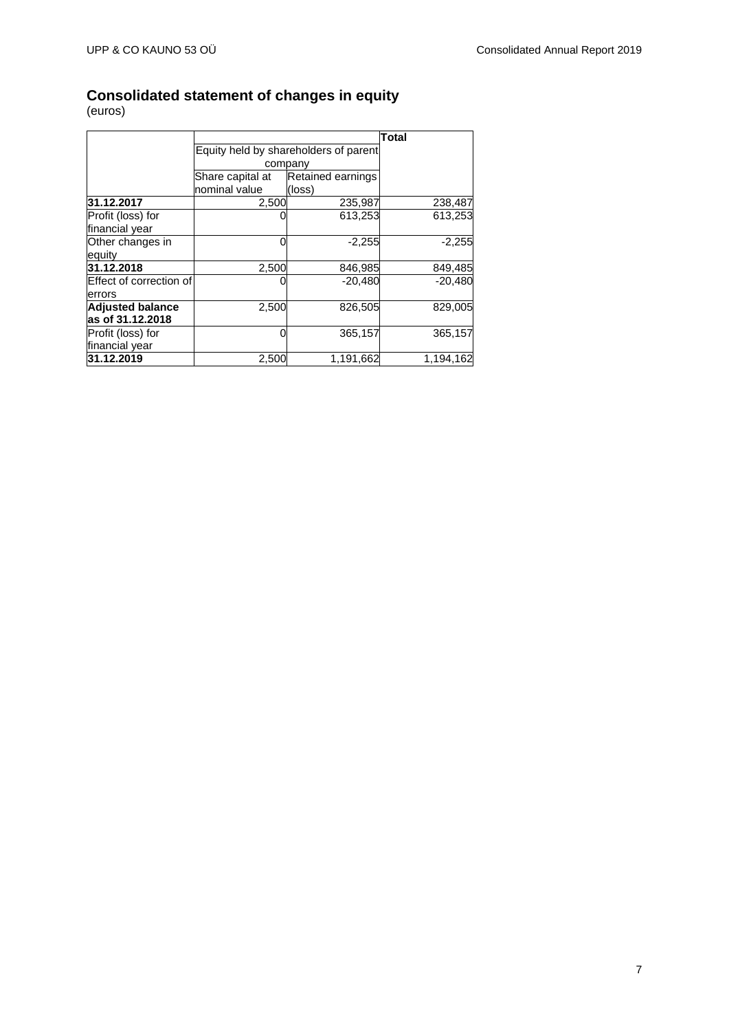# Consolidated statement of changes in equity

(euros)

| | Equity held by shareholders of parent company | | Total |
|---|---|---|---|
| | Share capital at nominal value | Retained earnings (loss) | |
| **31.12.2017** | 2,500 | 235,987 | 238,487 |
| Profit (loss) for financial year | 0 | 613,253 | 613,253 |
| Other changes in equity | 0 | -2,255 | -2,255 |
| **31.12.2018** | 2,500 | 846,985 | 849,485 |
| Effect of correction of errors | 0 | -20,480 | -20,480 |
| **Adjusted balance as of 31.12.2018** | 2,500 | 826,505 | 829,005 |
| Profit (loss) for financial year | 0 | 365,157 | 365,157 |
| **31.12.2019** | 2,500 | 1,191,662 | 1,194,162 |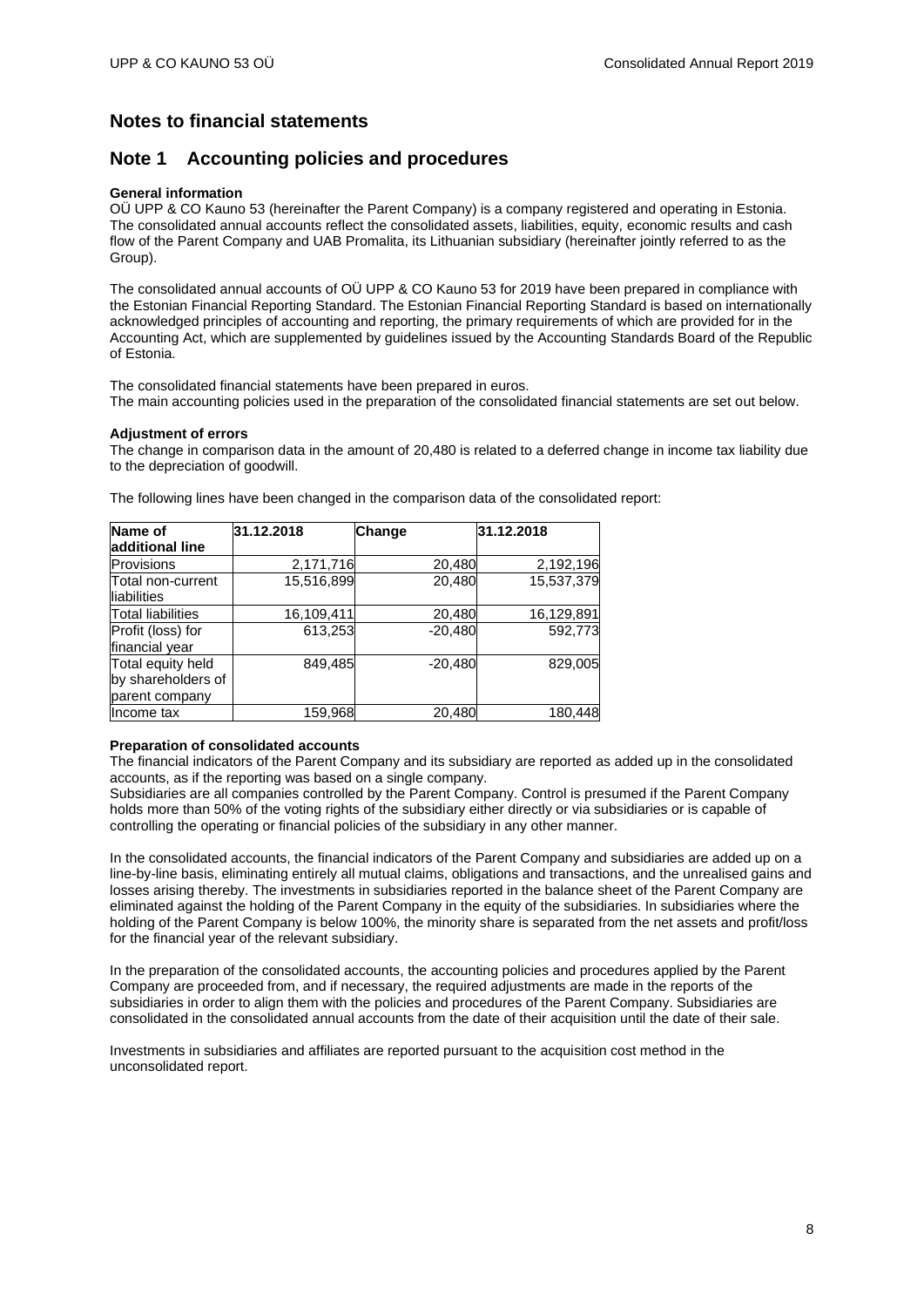# Notes to financial statements

## Note 1 Accounting policies and procedures

**General information**

OÜ UPP & CO Kauno 53 (hereinafter the Parent Company) is a company registered and operating in Estonia. The consolidated annual accounts reflect the consolidated assets, liabilities, equity, economic results and cash flow of the Parent Company and UAB Promalita, its Lithuanian subsidiary (hereinafter jointly referred to as the Group).

The consolidated annual accounts of OÜ UPP & CO Kauno 53 for 2019 have been prepared in compliance with the Estonian Financial Reporting Standard. The Estonian Financial Reporting Standard is based on internationally acknowledged principles of accounting and reporting, the primary requirements of which are provided for in the Accounting Act, which are supplemented by guidelines issued by the Accounting Standards Board of the Republic of Estonia.

The consolidated financial statements have been prepared in euros.
The main accounting policies used in the preparation of the consolidated financial statements are set out below.

**Adjustment of errors**

The change in comparison data in the amount of 20,480 is related to a deferred change in income tax liability due to the depreciation of goodwill.

The following lines have been changed in the comparison data of the consolidated report:

| Name of additional line | 31.12.2018 | Change | 31.12.2018 |
|---|---|---|---|
| Provisions | 2,171,716 | 20,480 | 2,192,196 |
| Total non-current liabilities | 15,516,899 | 20,480 | 15,537,379 |
| Total liabilities | 16,109,411 | 20,480 | 16,129,891 |
| Profit (loss) for financial year | 613,253 | -20,480 | 592,773 |
| Total equity held by shareholders of parent company | 849,485 | -20,480 | 829,005 |
| Income tax | 159,968 | 20,480 | 180,448 |

**Preparation of consolidated accounts**

The financial indicators of the Parent Company and its subsidiary are reported as added up in the consolidated accounts, as if the reporting was based on a single company.
Subsidiaries are all companies controlled by the Parent Company. Control is presumed if the Parent Company holds more than 50% of the voting rights of the subsidiary either directly or via subsidiaries or is capable of controlling the operating or financial policies of the subsidiary in any other manner.

In the consolidated accounts, the financial indicators of the Parent Company and subsidiaries are added up on a line-by-line basis, eliminating entirely all mutual claims, obligations and transactions, and the unrealised gains and losses arising thereby. The investments in subsidiaries reported in the balance sheet of the Parent Company are eliminated against the holding of the Parent Company in the equity of the subsidiaries. In subsidiaries where the holding of the Parent Company is below 100%, the minority share is separated from the net assets and profit/loss for the financial year of the relevant subsidiary.

In the preparation of the consolidated accounts, the accounting policies and procedures applied by the Parent Company are proceeded from, and if necessary, the required adjustments are made in the reports of the subsidiaries in order to align them with the policies and procedures of the Parent Company. Subsidiaries are consolidated in the consolidated annual accounts from the date of their acquisition until the date of their sale.

Investments in subsidiaries and affiliates are reported pursuant to the acquisition cost method in the unconsolidated report.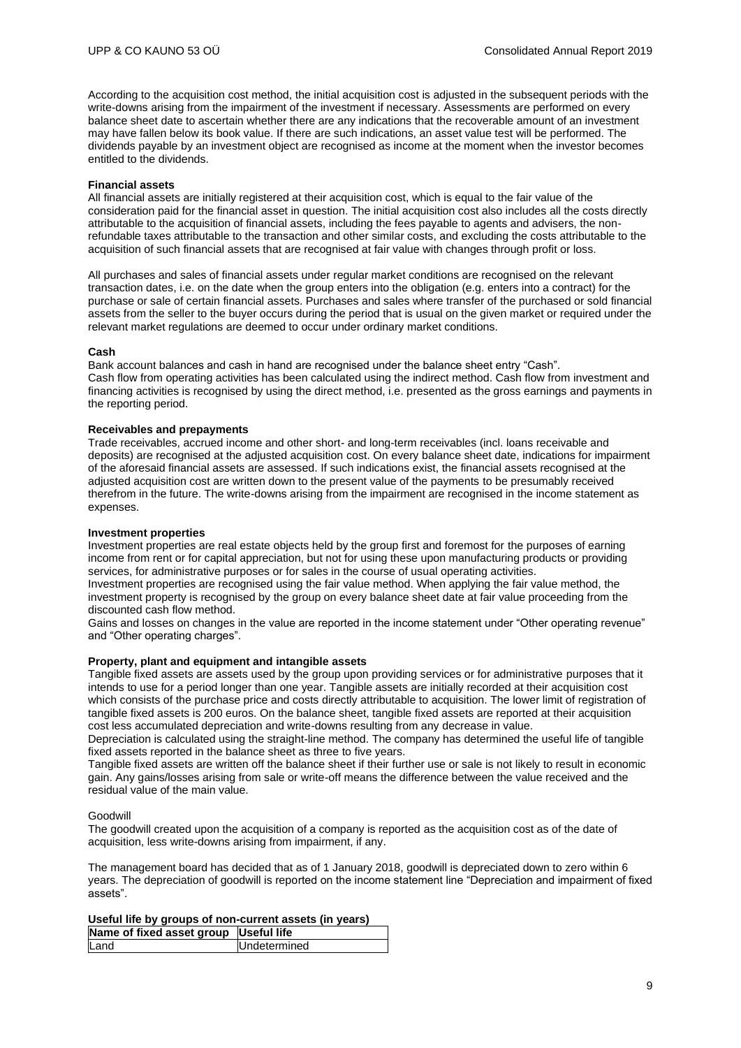According to the acquisition cost method, the initial acquisition cost is adjusted in the subsequent periods with the write-downs arising from the impairment of the investment if necessary. Assessments are performed on every balance sheet date to ascertain whether there are any indications that the recoverable amount of an investment may have fallen below its book value. If there are such indications, an asset value test will be performed. The dividends payable by an investment object are recognised as income at the moment when the investor becomes entitled to the dividends.

**Financial assets**

All financial assets are initially registered at their acquisition cost, which is equal to the fair value of the consideration paid for the financial asset in question. The initial acquisition cost also includes all the costs directly attributable to the acquisition of financial assets, including the fees payable to agents and advisers, the non-refundable taxes attributable to the transaction and other similar costs, and excluding the costs attributable to the acquisition of such financial assets that are recognised at fair value with changes through profit or loss.

All purchases and sales of financial assets under regular market conditions are recognised on the relevant transaction dates, i.e. on the date when the group enters into the obligation (e.g. enters into a contract) for the purchase or sale of certain financial assets. Purchases and sales where transfer of the purchased or sold financial assets from the seller to the buyer occurs during the period that is usual on the given market or required under the relevant market regulations are deemed to occur under ordinary market conditions.

**Cash**

Bank account balances and cash in hand are recognised under the balance sheet entry "Cash".
Cash flow from operating activities has been calculated using the indirect method. Cash flow from investment and financing activities is recognised by using the direct method, i.e. presented as the gross earnings and payments in the reporting period.

**Receivables and prepayments**

Trade receivables, accrued income and other short- and long-term receivables (incl. loans receivable and deposits) are recognised at the adjusted acquisition cost. On every balance sheet date, indications for impairment of the aforesaid financial assets are assessed. If such indications exist, the financial assets recognised at the adjusted acquisition cost are written down to the present value of the payments to be presumably received therefrom in the future. The write-downs arising from the impairment are recognised in the income statement as expenses.

**Investment properties**

Investment properties are real estate objects held by the group first and foremost for the purposes of earning income from rent or for capital appreciation, but not for using these upon manufacturing products or providing services, for administrative purposes or for sales in the course of usual operating activities.
Investment properties are recognised using the fair value method. When applying the fair value method, the investment property is recognised by the group on every balance sheet date at fair value proceeding from the discounted cash flow method.
Gains and losses on changes in the value are reported in the income statement under "Other operating revenue" and "Other operating charges".

**Property, plant and equipment and intangible assets**

Tangible fixed assets are assets used by the group upon providing services or for administrative purposes that it intends to use for a period longer than one year. Tangible assets are initially recorded at their acquisition cost which consists of the purchase price and costs directly attributable to acquisition. The lower limit of registration of tangible fixed assets is 200 euros. On the balance sheet, tangible fixed assets are reported at their acquisition cost less accumulated depreciation and write-downs resulting from any decrease in value.
Depreciation is calculated using the straight-line method. The company has determined the useful life of tangible fixed assets reported in the balance sheet as three to five years.
Tangible fixed assets are written off the balance sheet if their further use or sale is not likely to result in economic gain. Any gains/losses arising from sale or write-off means the difference between the value received and the residual value of the main value.

Goodwill

The goodwill created upon the acquisition of a company is reported as the acquisition cost as of the date of acquisition, less write-downs arising from impairment, if any.

The management board has decided that as of 1 January 2018, goodwill is depreciated down to zero within 6 years. The depreciation of goodwill is reported on the income statement line "Depreciation and impairment of fixed assets".

**Useful life by groups of non-current assets (in years)**

| Name of fixed asset group | Useful life |
| --- | --- |
| Land | Undetermined |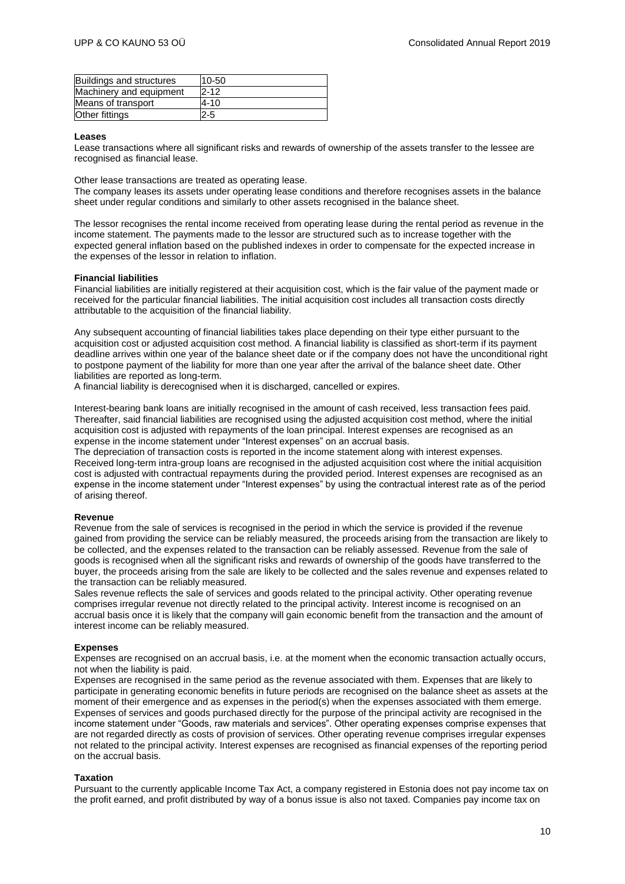| Buildings and structures | 10-50 |
| --- | --- |
| Machinery and equipment | 2-12 |
| Means of transport | 4-10 |
| Other fittings | 2-5 |

**Leases**

Lease transactions where all significant risks and rewards of ownership of the assets transfer to the lessee are recognised as financial lease.

Other lease transactions are treated as operating lease.
The company leases its assets under operating lease conditions and therefore recognises assets in the balance sheet under regular conditions and similarly to other assets recognised in the balance sheet.

The lessor recognises the rental income received from operating lease during the rental period as revenue in the income statement. The payments made to the lessor are structured such as to increase together with the expected general inflation based on the published indexes in order to compensate for the expected increase in the expenses of the lessor in relation to inflation.

**Financial liabilities**

Financial liabilities are initially registered at their acquisition cost, which is the fair value of the payment made or received for the particular financial liabilities. The initial acquisition cost includes all transaction costs directly attributable to the acquisition of the financial liability.

Any subsequent accounting of financial liabilities takes place depending on their type either pursuant to the acquisition cost or adjusted acquisition cost method. A financial liability is classified as short-term if its payment deadline arrives within one year of the balance sheet date or if the company does not have the unconditional right to postpone payment of the liability for more than one year after the arrival of the balance sheet date. Other liabilities are reported as long-term.
A financial liability is derecognised when it is discharged, cancelled or expires.

Interest-bearing bank loans are initially recognised in the amount of cash received, less transaction fees paid. Thereafter, said financial liabilities are recognised using the adjusted acquisition cost method, where the initial acquisition cost is adjusted with repayments of the loan principal. Interest expenses are recognised as an expense in the income statement under "Interest expenses" on an accrual basis.
The depreciation of transaction costs is reported in the income statement along with interest expenses.
Received long-term intra-group loans are recognised in the adjusted acquisition cost where the initial acquisition cost is adjusted with contractual repayments during the provided period. Interest expenses are recognised as an expense in the income statement under "Interest expenses" by using the contractual interest rate as of the period of arising thereof.

**Revenue**

Revenue from the sale of services is recognised in the period in which the service is provided if the revenue gained from providing the service can be reliably measured, the proceeds arising from the transaction are likely to be collected, and the expenses related to the transaction can be reliably assessed. Revenue from the sale of goods is recognised when all the significant risks and rewards of ownership of the goods have transferred to the buyer, the proceeds arising from the sale are likely to be collected and the sales revenue and expenses related to the transaction can be reliably measured.
Sales revenue reflects the sale of services and goods related to the principal activity. Other operating revenue comprises irregular revenue not directly related to the principal activity. Interest income is recognised on an accrual basis once it is likely that the company will gain economic benefit from the transaction and the amount of interest income can be reliably measured.

**Expenses**

Expenses are recognised on an accrual basis, i.e. at the moment when the economic transaction actually occurs, not when the liability is paid.
Expenses are recognised in the same period as the revenue associated with them. Expenses that are likely to participate in generating economic benefits in future periods are recognised on the balance sheet as assets at the moment of their emergence and as expenses in the period(s) when the expenses associated with them emerge. Expenses of services and goods purchased directly for the purpose of the principal activity are recognised in the income statement under "Goods, raw materials and services". Other operating expenses comprise expenses that are not regarded directly as costs of provision of services. Other operating revenue comprises irregular expenses not related to the principal activity. Interest expenses are recognised as financial expenses of the reporting period on the accrual basis.

**Taxation**

Pursuant to the currently applicable Income Tax Act, a company registered in Estonia does not pay income tax on the profit earned, and profit distributed by way of a bonus issue is also not taxed. Companies pay income tax on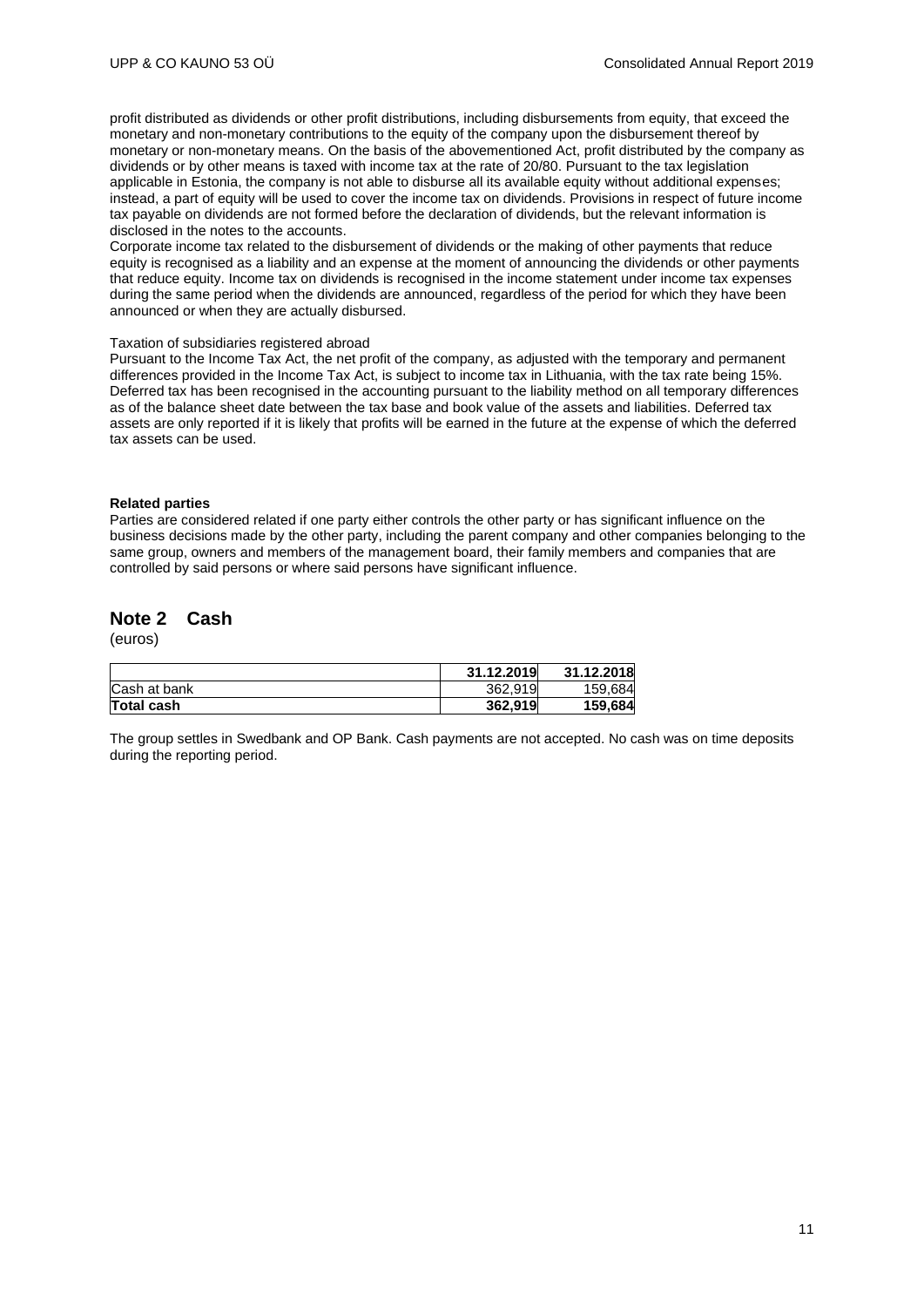profit distributed as dividends or other profit distributions, including disbursements from equity, that exceed the monetary and non-monetary contributions to the equity of the company upon the disbursement thereof by monetary or non-monetary means. On the basis of the abovementioned Act, profit distributed by the company as dividends or by other means is taxed with income tax at the rate of 20/80. Pursuant to the tax legislation applicable in Estonia, the company is not able to disburse all its available equity without additional expenses; instead, a part of equity will be used to cover the income tax on dividends. Provisions in respect of future income tax payable on dividends are not formed before the declaration of dividends, but the relevant information is disclosed in the notes to the accounts.

Corporate income tax related to the disbursement of dividends or the making of other payments that reduce equity is recognised as a liability and an expense at the moment of announcing the dividends or other payments that reduce equity. Income tax on dividends is recognised in the income statement under income tax expenses during the same period when the dividends are announced, regardless of the period for which they have been announced or when they are actually disbursed.

Taxation of subsidiaries registered abroad

Pursuant to the Income Tax Act, the net profit of the company, as adjusted with the temporary and permanent differences provided in the Income Tax Act, is subject to income tax in Lithuania, with the tax rate being 15%. Deferred tax has been recognised in the accounting pursuant to the liability method on all temporary differences as of the balance sheet date between the tax base and book value of the assets and liabilities. Deferred tax assets are only reported if it is likely that profits will be earned in the future at the expense of which the deferred tax assets can be used.

**Related parties**

Parties are considered related if one party either controls the other party or has significant influence on the business decisions made by the other party, including the parent company and other companies belonging to the same group, owners and members of the management board, their family members and companies that are controlled by said persons or where said persons have significant influence.

## Note 2 Cash

(euros)

| | 31.12.2019 | 31.12.2018 |
|---|---|---|
| Cash at bank | 362,919 | 159,684 |
| **Total cash** | **362,919** | **159,684** |

The group settles in Swedbank and OP Bank. Cash payments are not accepted. No cash was on time deposits during the reporting period.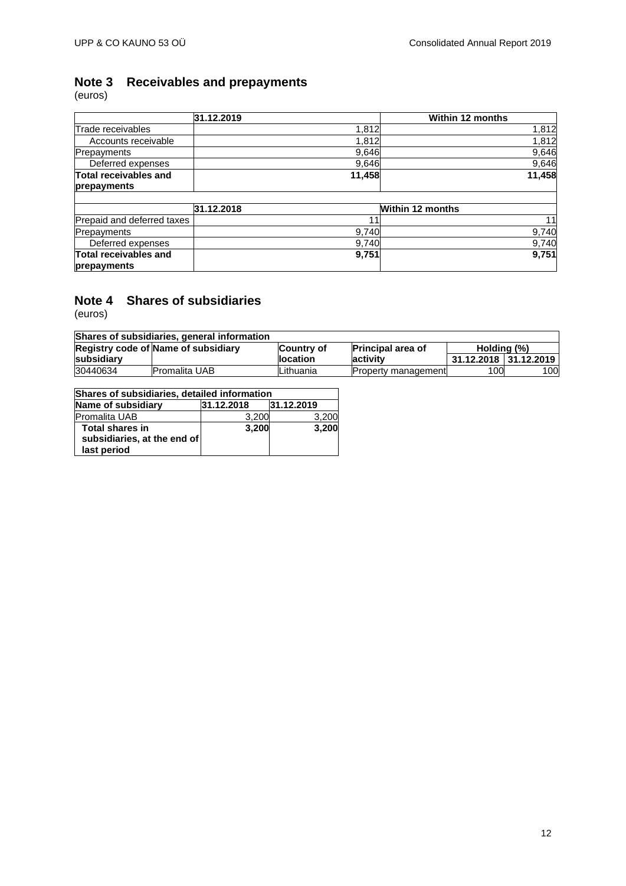## Note 3 Receivables and prepayments

(euros)

| | 31.12.2019 | Within 12 months |
|---|---|---|
| Trade receivables | 1,812 | 1,812 |
| Accounts receivable | 1,812 | 1,812 |
| Prepayments | 9,646 | 9,646 |
| Deferred expenses | 9,646 | 9,646 |
| **Total receivables and prepayments** | **11,458** | **11,458** |

| | 31.12.2018 | Within 12 months |
|---|---|---|
| Prepaid and deferred taxes | 11 | 11 |
| Prepayments | 9,740 | 9,740 |
| Deferred expenses | 9,740 | 9,740 |
| **Total receivables and prepayments** | **9,751** | **9,751** |

## Note 4 Shares of subsidiaries

(euros)

| **Shares of subsidiaries, general information** | | | | | |
|---|---|---|---|---|---|
| **Registry code of subsidiary** | **Name of subsidiary** | **Country of location** | **Principal area of activity** | **Holding (%)** | |
| | | | | **31.12.2018** | **31.12.2019** |
| 30440634 | Promalita UAB | Lithuania | Property management | 100 | 100 |

| **Shares of subsidiaries, detailed information** | | |
|---|---|---|
| **Name of subsidiary** | **31.12.2018** | **31.12.2019** |
| Promalita UAB | 3,200 | 3,200 |
| **Total shares in subsidiaries, at the end of last period** | **3,200** | **3,200** |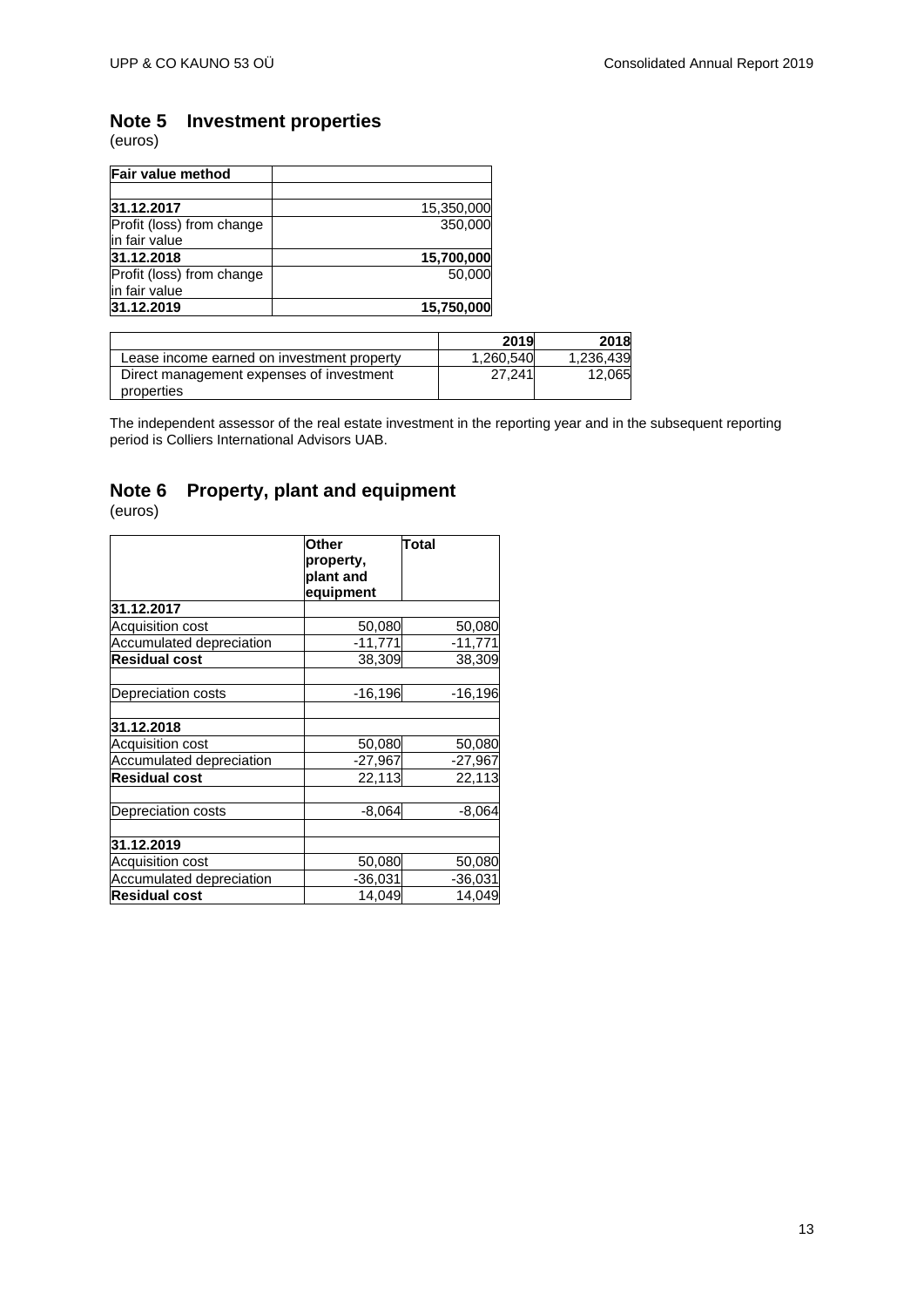## Note 5 Investment properties

(euros)

| Fair value method | |
|---|---|
| | |
| **31.12.2017** | 15,350,000 |
| Profit (loss) from change in fair value | 350,000 |
| **31.12.2018** | **15,700,000** |
| Profit (loss) from change in fair value | 50,000 |
| **31.12.2019** | **15,750,000** |

| | 2019 | 2018 |
|---|---|---|
| Lease income earned on investment property | 1,260,540 | 1,236,439 |
| Direct management expenses of investment properties | 27,241 | 12,065 |

The independent assessor of the real estate investment in the reporting year and in the subsequent reporting period is Colliers International Advisors UAB.

## Note 6 Property, plant and equipment

(euros)

| | Other property, plant and equipment | Total |
|---|---|---|
| **31.12.2017** | | |
| Acquisition cost | 50,080 | 50,080 |
| Accumulated depreciation | -11,771 | -11,771 |
| **Residual cost** | 38,309 | 38,309 |
| | | |
| Depreciation costs | -16,196 | -16,196 |
| | | |
| **31.12.2018** | | |
| Acquisition cost | 50,080 | 50,080 |
| Accumulated depreciation | -27,967 | -27,967 |
| **Residual cost** | 22,113 | 22,113 |
| | | |
| Depreciation costs | -8,064 | -8,064 |
| | | |
| **31.12.2019** | | |
| Acquisition cost | 50,080 | 50,080 |
| Accumulated depreciation | -36,031 | -36,031 |
| **Residual cost** | 14,049 | 14,049 |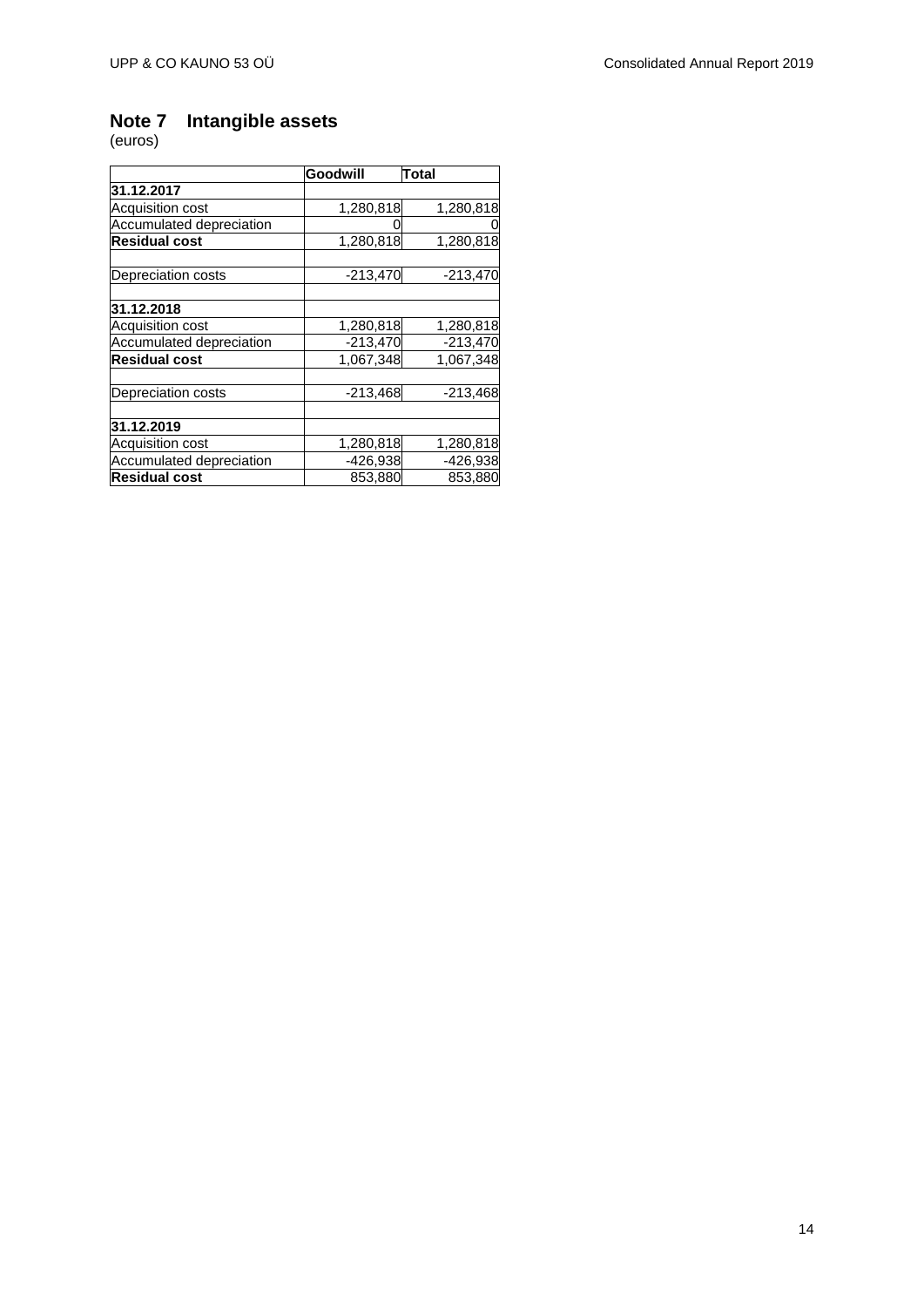## Note 7 Intangible assets

(euros)

| | Goodwill | Total |
|---|---|---|
| **31.12.2017** | | |
| Acquisition cost | 1,280,818 | 1,280,818 |
| Accumulated depreciation | 0 | 0 |
| **Residual cost** | 1,280,818 | 1,280,818 |
| | | |
| Depreciation costs | -213,470 | -213,470 |
| | | |
| **31.12.2018** | | |
| Acquisition cost | 1,280,818 | 1,280,818 |
| Accumulated depreciation | -213,470 | -213,470 |
| **Residual cost** | 1,067,348 | 1,067,348 |
| | | |
| Depreciation costs | -213,468 | -213,468 |
| | | |
| **31.12.2019** | | |
| Acquisition cost | 1,280,818 | 1,280,818 |
| Accumulated depreciation | -426,938 | -426,938 |
| **Residual cost** | 853,880 | 853,880 |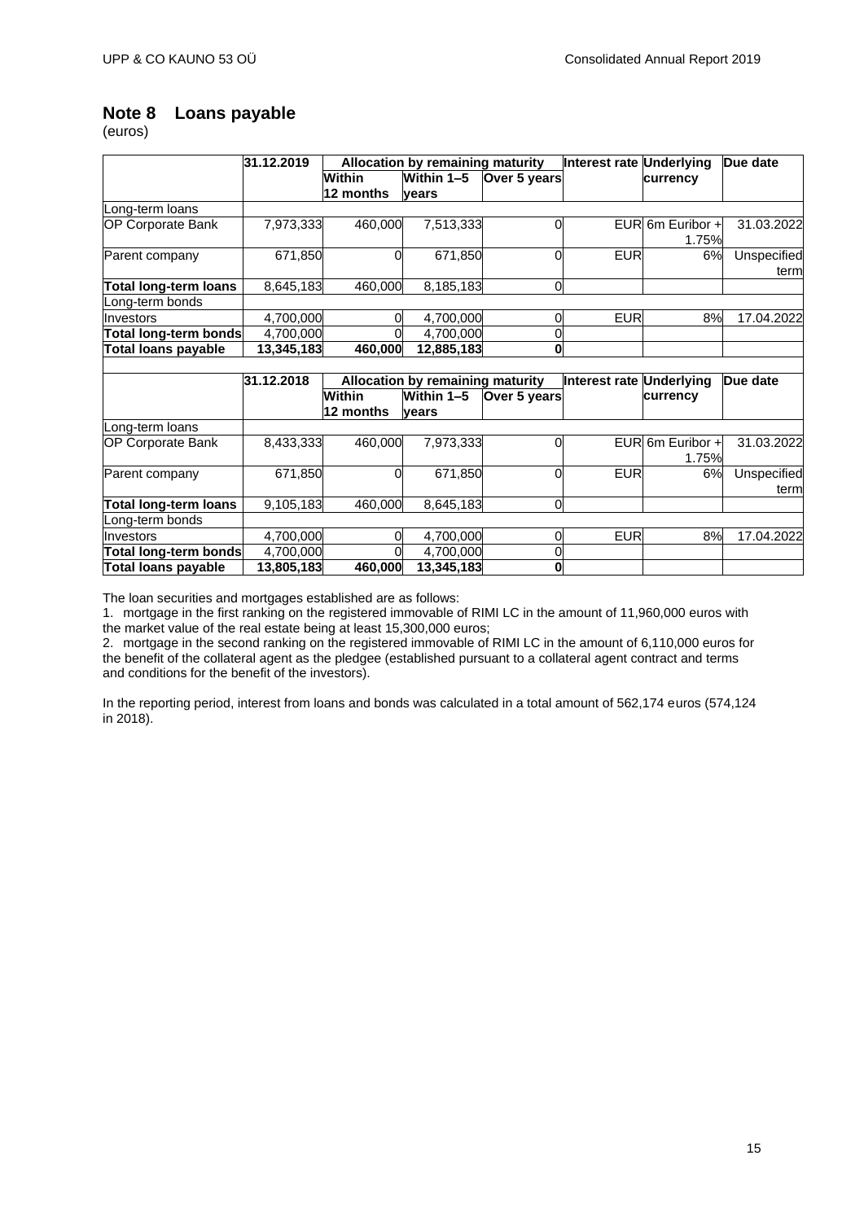## Note 8 Loans payable

(euros)

| | 31.12.2019 | Allocation by remaining maturity | | | Interest rate | Underlying currency | Due date |
|---|---|---|---|---|---|---|---|
| | | Within 12 months | Within 1–5 years | Over 5 years | | | |
| Long-term loans | | | | | | | |
| OP Corporate Bank | 7,973,333 | 460,000 | 7,513,333 | 0 | EUR | 6m Euribor + 1.75% | 31.03.2022 |
| Parent company | 671,850 | 0 | 671,850 | 0 | EUR | 6% | Unspecified term |
| **Total long-term loans** | 8,645,183 | 460,000 | 8,185,183 | 0 | | | |
| Long-term bonds | | | | | | | |
| Investors | 4,700,000 | 0 | 4,700,000 | 0 | EUR | 8% | 17.04.2022 |
| **Total long-term bonds** | 4,700,000 | 0 | 4,700,000 | 0 | | | |
| **Total loans payable** | **13,345,183** | **460,000** | **12,885,183** | **0** | | | |

| | 31.12.2018 | Allocation by remaining maturity | | | Interest rate | Underlying currency | Due date |
|---|---|---|---|---|---|---|---|
| | | Within 12 months | Within 1–5 years | Over 5 years | | | |
| Long-term loans | | | | | | | |
| OP Corporate Bank | 8,433,333 | 460,000 | 7,973,333 | 0 | EUR | 6m Euribor + 1.75% | 31.03.2022 |
| Parent company | 671,850 | 0 | 671,850 | 0 | EUR | 6% | Unspecified term |
| **Total long-term loans** | 9,105,183 | 460,000 | 8,645,183 | 0 | | | |
| Long-term bonds | | | | | | | |
| Investors | 4,700,000 | 0 | 4,700,000 | 0 | EUR | 8% | 17.04.2022 |
| **Total long-term bonds** | 4,700,000 | 0 | 4,700,000 | 0 | | | |
| **Total loans payable** | **13,805,183** | **460,000** | **13,345,183** | **0** | | | |

The loan securities and mortgages established are as follows:

1. mortgage in the first ranking on the registered immovable of RIMI LC in the amount of 11,960,000 euros with the market value of the real estate being at least 15,300,000 euros;
2. mortgage in the second ranking on the registered immovable of RIMI LC in the amount of 6,110,000 euros for the benefit of the collateral agent as the pledgee (established pursuant to a collateral agent contract and terms and conditions for the benefit of the investors).

In the reporting period, interest from loans and bonds was calculated in a total amount of 562,174 euros (574,124 in 2018).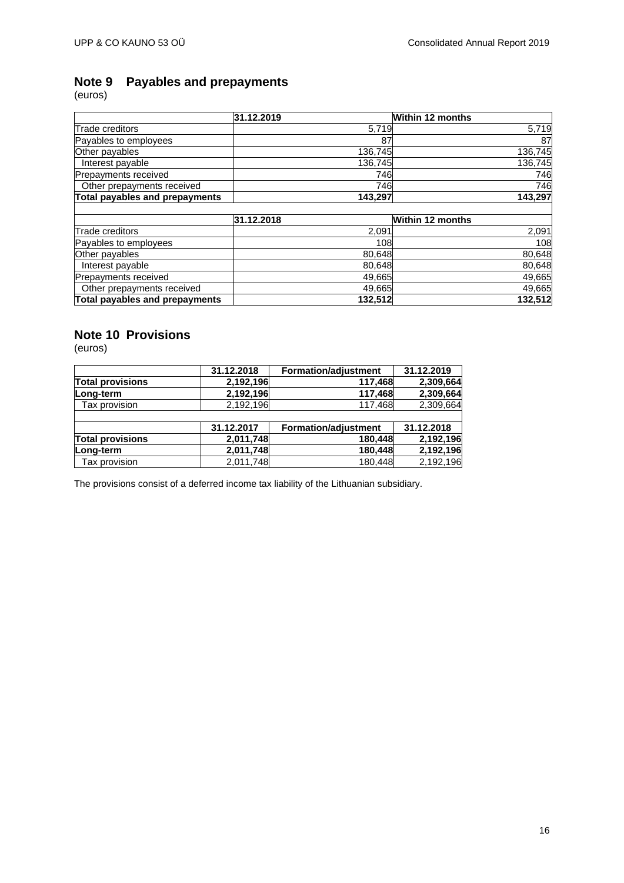## Note 9 Payables and prepayments

(euros)

| | 31.12.2019 | Within 12 months |
|---|---|---|
| Trade creditors | 5,719 | 5,719 |
| Payables to employees | 87 | 87 |
| Other payables | 136,745 | 136,745 |
| Interest payable | 136,745 | 136,745 |
| Prepayments received | 746 | 746 |
| Other prepayments received | 746 | 746 |
| **Total payables and prepayments** | **143,297** | **143,297** |

| | 31.12.2018 | Within 12 months |
|---|---|---|
| Trade creditors | 2,091 | 2,091 |
| Payables to employees | 108 | 108 |
| Other payables | 80,648 | 80,648 |
| Interest payable | 80,648 | 80,648 |
| Prepayments received | 49,665 | 49,665 |
| Other prepayments received | 49,665 | 49,665 |
| **Total payables and prepayments** | **132,512** | **132,512** |

## Note 10 Provisions

(euros)

| | 31.12.2018 | Formation/adjustment | 31.12.2019 |
|---|---|---|---|
| **Total provisions** | **2,192,196** | **117,468** | **2,309,664** |
| **Long-term** | **2,192,196** | **117,468** | **2,309,664** |
| Tax provision | 2,192,196 | 117,468 | 2,309,664 |

| | 31.12.2017 | Formation/adjustment | 31.12.2018 |
|---|---|---|---|
| **Total provisions** | **2,011,748** | **180,448** | **2,192,196** |
| **Long-term** | **2,011,748** | **180,448** | **2,192,196** |
| Tax provision | 2,011,748 | 180,448 | 2,192,196 |

The provisions consist of a deferred income tax liability of the Lithuanian subsidiary.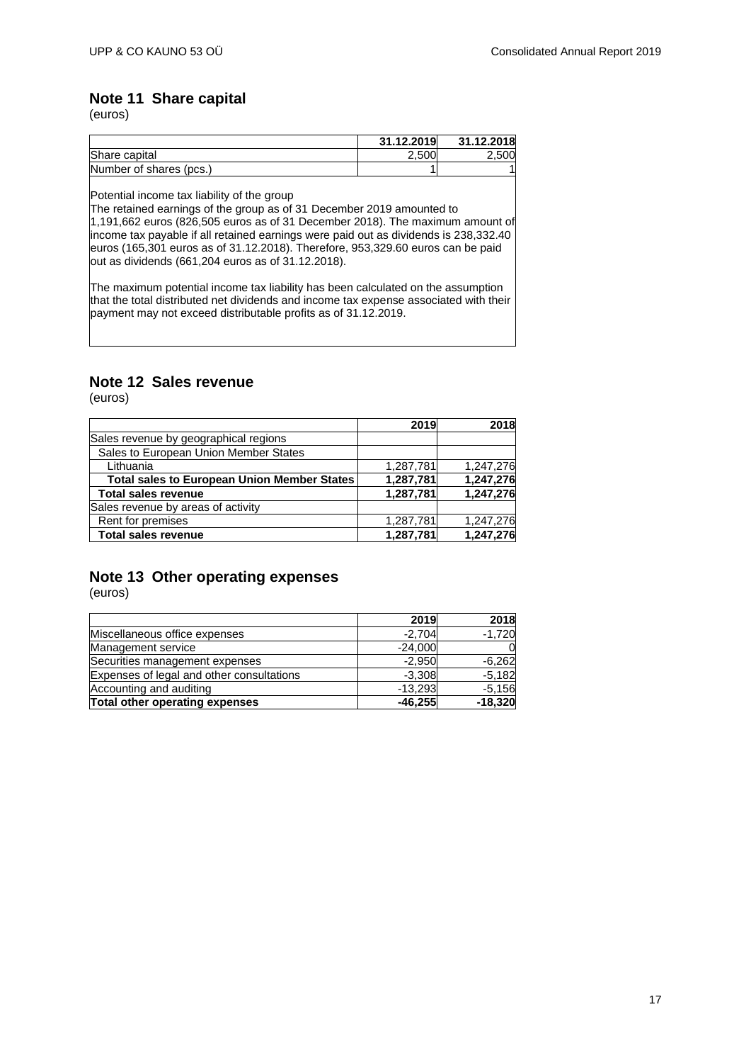## Note 11 Share capital

(euros)

| | 31.12.2019 | 31.12.2018 |
|---|---|---|
| Share capital | 2,500 | 2,500 |
| Number of shares (pcs.) | 1 | 1 |

Potential income tax liability of the group
The retained earnings of the group as of 31 December 2019 amounted to 1,191,662 euros (826,505 euros as of 31 December 2018). The maximum amount of income tax payable if all retained earnings were paid out as dividends is 238,332.40 euros (165,301 euros as of 31.12.2018). Therefore, 953,329.60 euros can be paid out as dividends (661,204 euros as of 31.12.2018).

The maximum potential income tax liability has been calculated on the assumption that the total distributed net dividends and income tax expense associated with their payment may not exceed distributable profits as of 31.12.2019.

## Note 12 Sales revenue

(euros)

| | 2019 | 2018 |
|---|---|---|
| Sales revenue by geographical regions | | |
| Sales to European Union Member States | | |
| Lithuania | 1,287,781 | 1,247,276 |
| **Total sales to European Union Member States** | **1,287,781** | **1,247,276** |
| **Total sales revenue** | **1,287,781** | **1,247,276** |
| Sales revenue by areas of activity | | |
| Rent for premises | 1,287,781 | 1,247,276 |
| **Total sales revenue** | **1,287,781** | **1,247,276** |

## Note 13 Other operating expenses

(euros)

| | 2019 | 2018 |
|---|---|---|
| Miscellaneous office expenses | -2,704 | -1,720 |
| Management service | -24,000 | 0 |
| Securities management expenses | -2,950 | -6,262 |
| Expenses of legal and other consultations | -3,308 | -5,182 |
| Accounting and auditing | -13,293 | -5,156 |
| **Total other operating expenses** | **-46,255** | **-18,320** |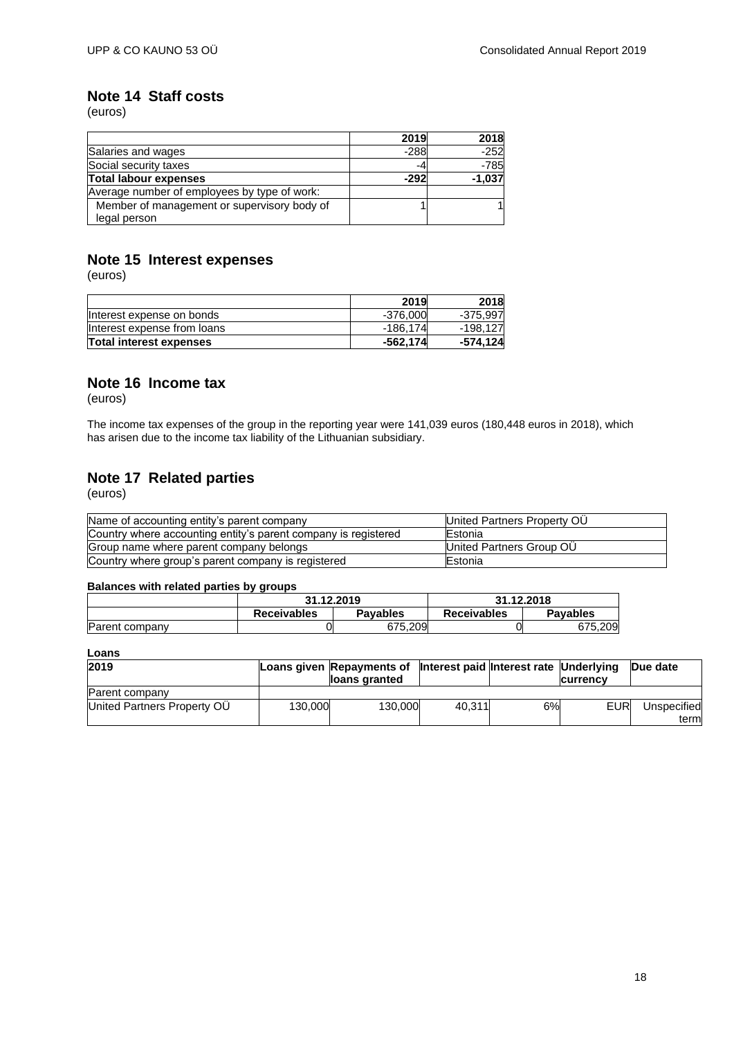## Note 14 Staff costs

(euros)

| | 2019 | 2018 |
|---|---|---|
| Salaries and wages | -288 | -252 |
| Social security taxes | -4 | -785 |
| **Total labour expenses** | **-292** | **-1,037** |
| Average number of employees by type of work: | | |
| Member of management or supervisory body of legal person | 1 | 1 |

## Note 15 Interest expenses

(euros)

| | 2019 | 2018 |
|---|---|---|
| Interest expense on bonds | -376,000 | -375,997 |
| Interest expense from loans | -186,174 | -198,127 |
| **Total interest expenses** | **-562,174** | **-574,124** |

## Note 16 Income tax

(euros)

The income tax expenses of the group in the reporting year were 141,039 euros (180,448 euros in 2018), which has arisen due to the income tax liability of the Lithuanian subsidiary.

## Note 17 Related parties

(euros)

| | |
|---|---|
| Name of accounting entity's parent company | United Partners Property OÜ |
| Country where accounting entity's parent company is registered | Estonia |
| Group name where parent company belongs | United Partners Group OÜ |
| Country where group's parent company is registered | Estonia |

**Balances with related parties by groups**

| | 31.12.2019 | | 31.12.2018 | |
|---|---|---|---|---|
| | **Receivables** | **Payables** | **Receivables** | **Payables** |
| Parent company | 0 | 675,209 | 0 | 675,209 |

**Loans**

| **2019** | **Loans given** | **Repayments of loans granted** | **Interest paid** | **Interest rate** | **Underlying currency** | **Due date** |
|---|---|---|---|---|---|---|
| Parent company | | | | | | |
| United Partners Property OÜ | 130,000 | 130,000 | 40,311 | 6% | EUR | Unspecified term |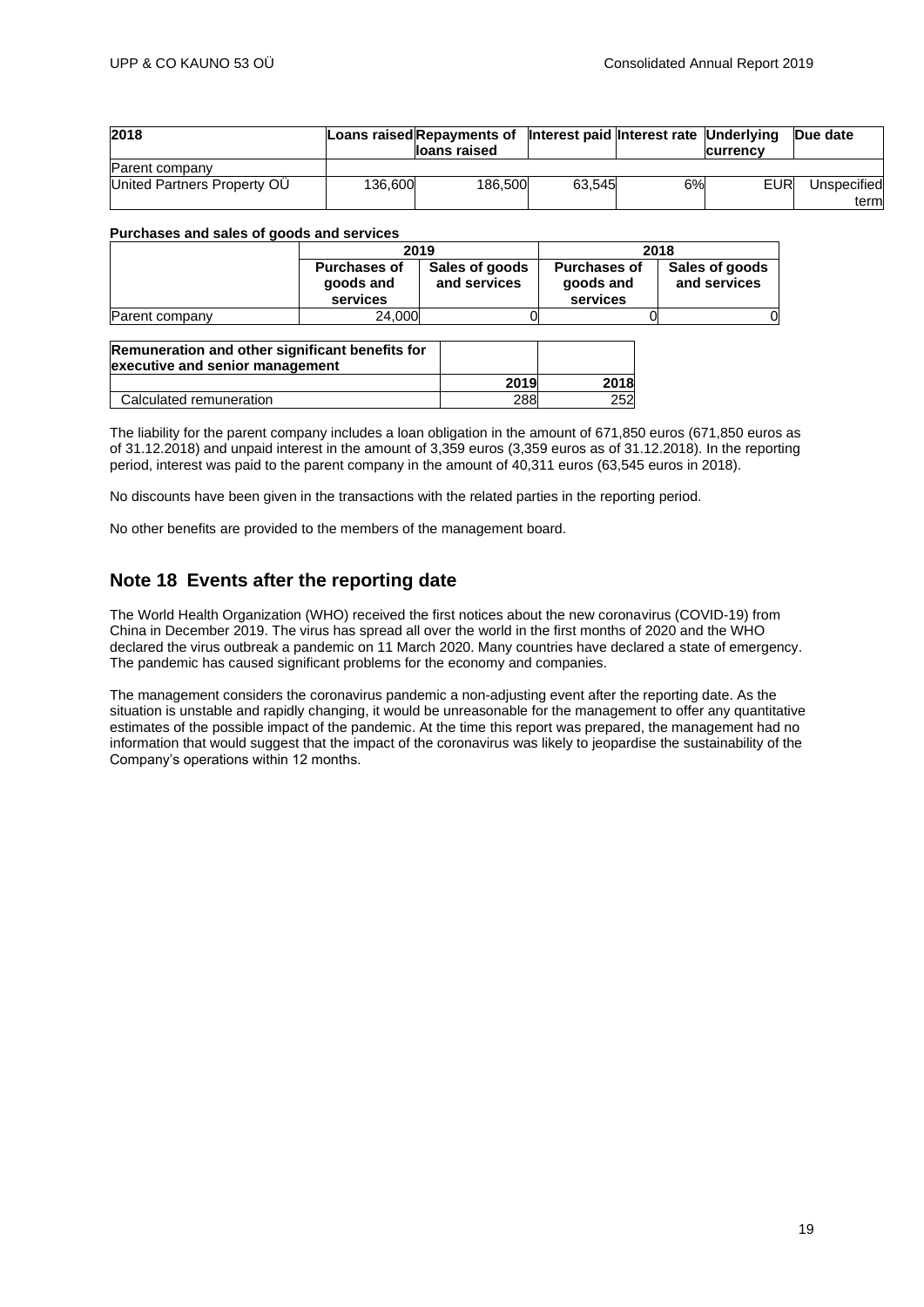| 2018 | Loans raised | Repayments of loans raised | Interest paid | Interest rate | Underlying currency | Due date |
|---|---|---|---|---|---|---|
| Parent company | | | | | | |
| United Partners Property OÜ | 136,600 | 186,500 | 63,545 | 6% | EUR | Unspecified term |

**Purchases and sales of goods and services**

| | 2019 | | 2018 | |
|---|---|---|---|---|
| | Purchases of goods and services | Sales of goods and services | Purchases of goods and services | Sales of goods and services |
| Parent company | 24,000 | 0 | 0 | 0 |

| Remuneration and other significant benefits for executive and senior management | | |
|---|---|---|
| | 2019 | 2018 |
| Calculated remuneration | 288 | 252 |

The liability for the parent company includes a loan obligation in the amount of 671,850 euros (671,850 euros as of 31.12.2018) and unpaid interest in the amount of 3,359 euros (3,359 euros as of 31.12.2018). In the reporting period, interest was paid to the parent company in the amount of 40,311 euros (63,545 euros in 2018).

No discounts have been given in the transactions with the related parties in the reporting period.

No other benefits are provided to the members of the management board.

## Note 18 Events after the reporting date

The World Health Organization (WHO) received the first notices about the new coronavirus (COVID-19) from China in December 2019. The virus has spread all over the world in the first months of 2020 and the WHO declared the virus outbreak a pandemic on 11 March 2020. Many countries have declared a state of emergency. The pandemic has caused significant problems for the economy and companies.

The management considers the coronavirus pandemic a non-adjusting event after the reporting date. As the situation is unstable and rapidly changing, it would be unreasonable for the management to offer any quantitative estimates of the possible impact of the pandemic. At the time this report was prepared, the management had no information that would suggest that the impact of the coronavirus was likely to jeopardise the sustainability of the Company's operations within 12 months.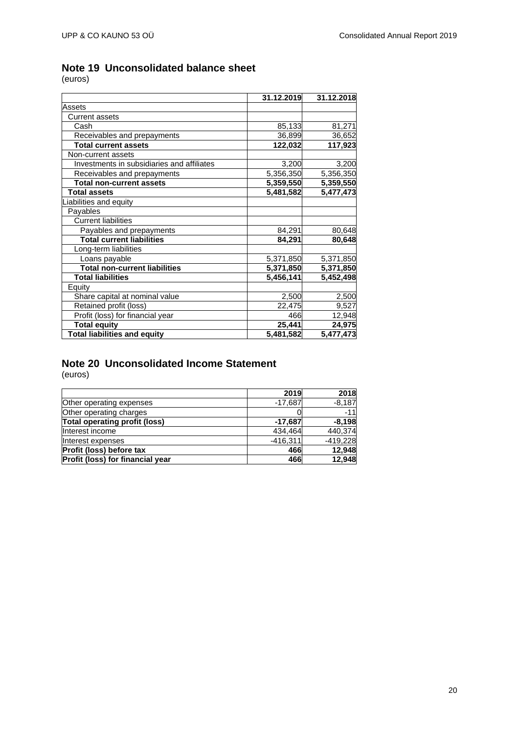## Note 19 Unconsolidated balance sheet

(euros)

| | 31.12.2019 | 31.12.2018 |
|---|---|---|
| Assets | | |
| Current assets | | |
| Cash | 85,133 | 81,271 |
| Receivables and prepayments | 36,899 | 36,652 |
| **Total current assets** | **122,032** | **117,923** |
| Non-current assets | | |
| Investments in subsidiaries and affiliates | 3,200 | 3,200 |
| Receivables and prepayments | 5,356,350 | 5,356,350 |
| **Total non-current assets** | **5,359,550** | **5,359,550** |
| **Total assets** | **5,481,582** | **5,477,473** |
| Liabilities and equity | | |
| Payables | | |
| Current liabilities | | |
| Payables and prepayments | 84,291 | 80,648 |
| **Total current liabilities** | **84,291** | **80,648** |
| Long-term liabilities | | |
| Loans payable | 5,371,850 | 5,371,850 |
| **Total non-current liabilities** | **5,371,850** | **5,371,850** |
| **Total liabilities** | **5,456,141** | **5,452,498** |
| Equity | | |
| Share capital at nominal value | 2,500 | 2,500 |
| Retained profit (loss) | 22,475 | 9,527 |
| Profit (loss) for financial year | 466 | 12,948 |
| **Total equity** | **25,441** | **24,975** |
| **Total liabilities and equity** | **5,481,582** | **5,477,473** |

## Note 20 Unconsolidated Income Statement

(euros)

| | 2019 | 2018 |
|---|---|---|
| Other operating expenses | -17,687 | -8,187 |
| Other operating charges | 0 | -11 |
| **Total operating profit (loss)** | **-17,687** | **-8,198** |
| Interest income | 434,464 | 440,374 |
| Interest expenses | -416,311 | -419,228 |
| **Profit (loss) before tax** | **466** | **12,948** |
| **Profit (loss) for financial year** | **466** | **12,948** |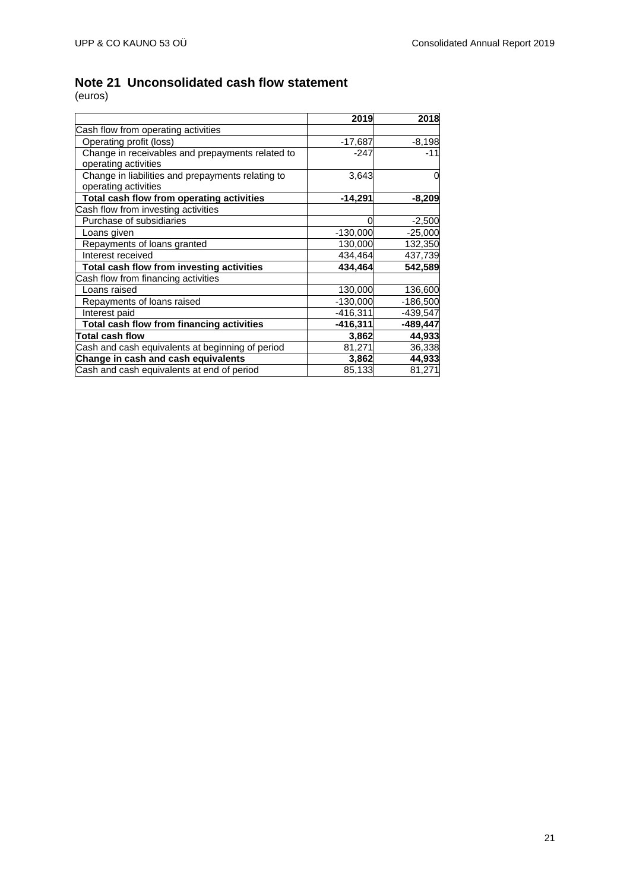## Note 21 Unconsolidated cash flow statement

(euros)

| | 2019 | 2018 |
|---|---|---|
| Cash flow from operating activities | | |
| Operating profit (loss) | -17,687 | -8,198 |
| Change in receivables and prepayments related to operating activities | -247 | -11 |
| Change in liabilities and prepayments relating to operating activities | 3,643 | 0 |
| **Total cash flow from operating activities** | **-14,291** | **-8,209** |
| Cash flow from investing activities | | |
| Purchase of subsidiaries | 0 | -2,500 |
| Loans given | -130,000 | -25,000 |
| Repayments of loans granted | 130,000 | 132,350 |
| Interest received | 434,464 | 437,739 |
| **Total cash flow from investing activities** | **434,464** | **542,589** |
| Cash flow from financing activities | | |
| Loans raised | 130,000 | 136,600 |
| Repayments of loans raised | -130,000 | -186,500 |
| Interest paid | -416,311 | -439,547 |
| **Total cash flow from financing activities** | **-416,311** | **-489,447** |
| **Total cash flow** | **3,862** | **44,933** |
| Cash and cash equivalents at beginning of period | 81,271 | 36,338 |
| **Change in cash and cash equivalents** | **3,862** | **44,933** |
| Cash and cash equivalents at end of period | 85,133 | 81,271 |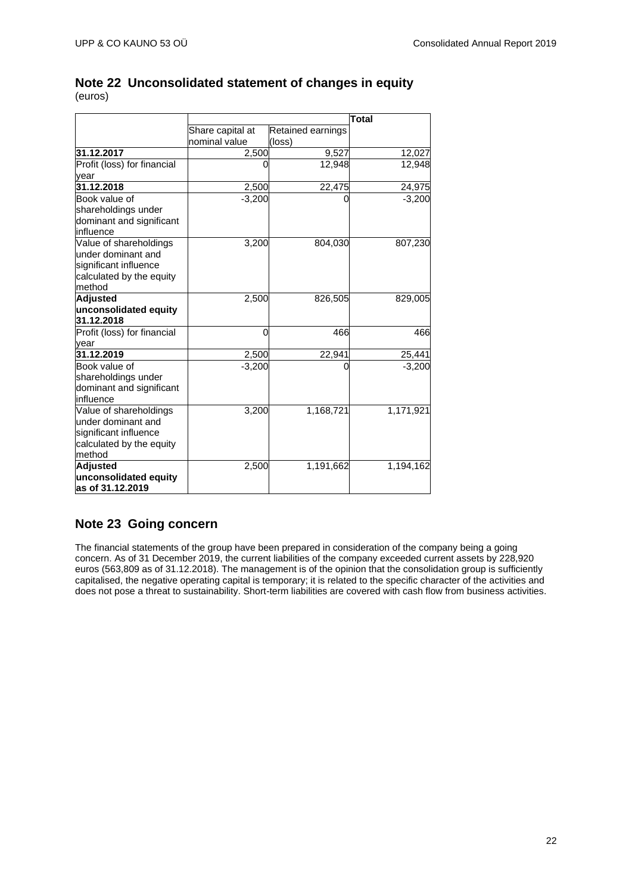## Note 22 Unconsolidated statement of changes in equity

(euros)

| | | | Total |
|---|---|---|---|
| | Share capital at nominal value | Retained earnings (loss) | |
| **31.12.2017** | 2,500 | 9,527 | 12,027 |
| Profit (loss) for financial year | 0 | 12,948 | 12,948 |
| **31.12.2018** | 2,500 | 22,475 | 24,975 |
| Book value of shareholdings under dominant and significant influence | -3,200 | 0 | -3,200 |
| Value of shareholdings under dominant and significant influence calculated by the equity method | 3,200 | 804,030 | 807,230 |
| **Adjusted unconsolidated equity 31.12.2018** | 2,500 | 826,505 | 829,005 |
| Profit (loss) for financial year | 0 | 466 | 466 |
| **31.12.2019** | 2,500 | 22,941 | 25,441 |
| Book value of shareholdings under dominant and significant influence | -3,200 | 0 | -3,200 |
| Value of shareholdings under dominant and significant influence calculated by the equity method | 3,200 | 1,168,721 | 1,171,921 |
| **Adjusted unconsolidated equity as of 31.12.2019** | 2,500 | 1,191,662 | 1,194,162 |

## Note 23 Going concern

The financial statements of the group have been prepared in consideration of the company being a going concern. As of 31 December 2019, the current liabilities of the company exceeded current assets by 228,920 euros (563,809 as of 31.12.2018). The management is of the opinion that the consolidation group is sufficiently capitalised, the negative operating capital is temporary; it is related to the specific character of the activities and does not pose a threat to sustainability. Short-term liabilities are covered with cash flow from business activities.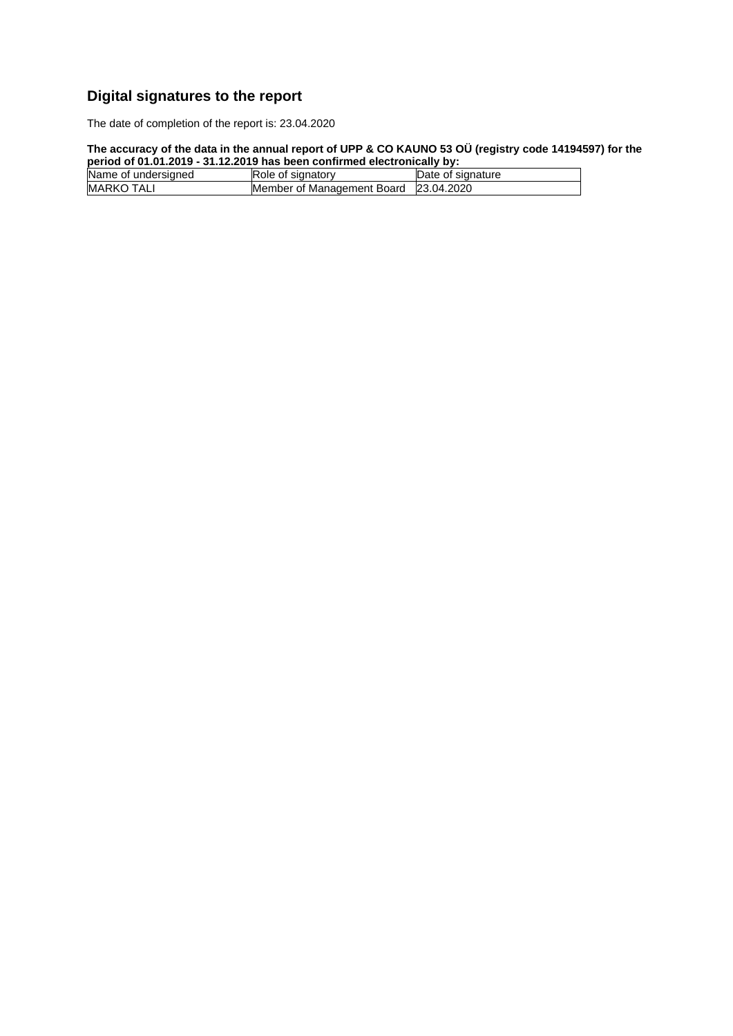# Digital signatures to the report

The date of completion of the report is: 23.04.2020

**The accuracy of the data in the annual report of UPP & CO KAUNO 53 OÜ (registry code 14194597) for the period of 01.01.2019 - 31.12.2019 has been confirmed electronically by:**

| Name of undersigned | Role of signatory | Date of signature |
|---|---|---|
| MARKO TALI | Member of Management Board | 23.04.2020 |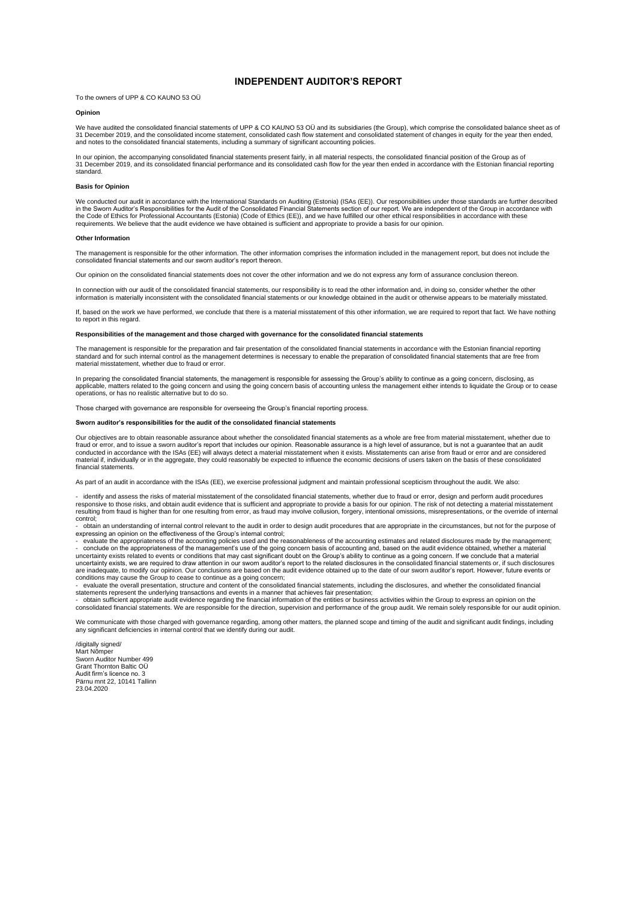# INDEPENDENT AUDITOR'S REPORT

To the owners of UPP & CO KAUNO 53 OÜ

**Opinion**

We have audited the consolidated financial statements of UPP & CO KAUNO 53 OÜ and its subsidiaries (the Group), which comprise the consolidated balance sheet as of 31 December 2019, and the consolidated income statement, consolidated cash flow statement and consolidated statement of changes in equity for the year then ended, and notes to the consolidated financial statements, including a summary of significant accounting policies.

In our opinion, the accompanying consolidated financial statements present fairly, in all material respects, the consolidated financial position of the Group as of 31 December 2019, and its consolidated financial performance and its consolidated cash flow for the year then ended in accordance with the Estonian financial reporting standard.

**Basis for Opinion**

We conducted our audit in accordance with the International Standards on Auditing (Estonia) (ISAs (EE)). Our responsibilities under those standards are further described in the Sworn Auditor's Responsibilities for the Audit of the Consolidated Financial Statements section of our report. We are independent of the Group in accordance with the Code of Ethics for Professional Accountants (Estonia) (Code of Ethics (EE)), and we have fulfilled our other ethical responsibilities in accordance with these requirements. We believe that the audit evidence we have obtained is sufficient and appropriate to provide a basis for our opinion.

**Other Information**

The management is responsible for the other information. The other information comprises the information included in the management report, but does not include the consolidated financial statements and our sworn auditor's report thereon.

Our opinion on the consolidated financial statements does not cover the other information and we do not express any form of assurance conclusion thereon.

In connection with our audit of the consolidated financial statements, our responsibility is to read the other information and, in doing so, consider whether the other information is materially inconsistent with the consolidated financial statements or our knowledge obtained in the audit or otherwise appears to be materially misstated.

If, based on the work we have performed, we conclude that there is a material misstatement of this other information, we are required to report that fact. We have nothing to report in this regard.

**Responsibilities of the management and those charged with governance for the consolidated financial statements**

The management is responsible for the preparation and fair presentation of the consolidated financial statements in accordance with the Estonian financial reporting standard and for such internal control as the management determines is necessary to enable the preparation of consolidated financial statements that are free from material misstatement, whether due to fraud or error.

In preparing the consolidated financial statements, the management is responsible for assessing the Group's ability to continue as a going concern, disclosing, as applicable, matters related to the going concern and using the going concern basis of accounting unless the management either intends to liquidate the Group or to cease operations, or has no realistic alternative but to do so.

Those charged with governance are responsible for overseeing the Group's financial reporting process.

**Sworn auditor's responsibilities for the audit of the consolidated financial statements**

Our objectives are to obtain reasonable assurance about whether the consolidated financial statements as a whole are free from material misstatement, whether due to fraud or error, and to issue a sworn auditor's report that includes our opinion. Reasonable assurance is a high level of assurance, but is not a guarantee that an audit conducted in accordance with the ISAs (EE) will always detect a material misstatement when it exists. Misstatements can arise from fraud or error and are considered material if, individually or in the aggregate, they could reasonably be expected to influence the economic decisions of users taken on the basis of these consolidated financial statements.

As part of an audit in accordance with the ISAs (EE), we exercise professional judgment and maintain professional scepticism throughout the audit. We also:

- identify and assess the risks of material misstatement of the consolidated financial statements, whether due to fraud or error, design and perform audit procedures responsive to those risks, and obtain audit evidence that is sufficient and appropriate to provide a basis for our opinion. The risk of not detecting a material misstatement resulting from fraud is higher than for one resulting from error, as fraud may involve collusion, forgery, intentional omissions, misrepresentations, or the override of internal control;
- obtain an understanding of internal control relevant to the audit in order to design audit procedures that are appropriate in the circumstances, but not for the purpose of expressing an opinion on the effectiveness of the Group's internal control;
- evaluate the appropriateness of the accounting policies used and the reasonableness of the accounting estimates and related disclosures made by the management;
- conclude on the appropriateness of the management's use of the going concern basis of accounting and, based on the audit evidence obtained, whether a material uncertainty exists related to events or conditions that may cast significant doubt on the Group's ability to continue as a going concern. If we conclude that a material uncertainty exists, we are required to draw attention in our sworn auditor's report to the related disclosures in the consolidated financial statements or, if such disclosures are inadequate, to modify our opinion. Our conclusions are based on the audit evidence obtained up to the date of our sworn auditor's report. However, future events or conditions may cause the Group to cease to continue as a going concern;
- evaluate the overall presentation, structure and content of the consolidated financial statements, including the disclosures, and whether the consolidated financial statements represent the underlying transactions and events in a manner that achieves fair presentation;
- obtain sufficient appropriate audit evidence regarding the financial information of the entities or business activities within the Group to express an opinion on the consolidated financial statements. We are responsible for the direction, supervision and performance of the group audit. We remain solely responsible for our audit opinion.

We communicate with those charged with governance regarding, among other matters, the planned scope and timing of the audit and significant audit findings, including any significant deficiencies in internal control that we identify during our audit.

/digitally signed/
Mart Nõmper
Sworn Auditor Number 499
Grant Thornton Baltic OÜ
Audit firm's licence no. 3
Pärnu mnt 22, 10141 Tallinn
23.04.2020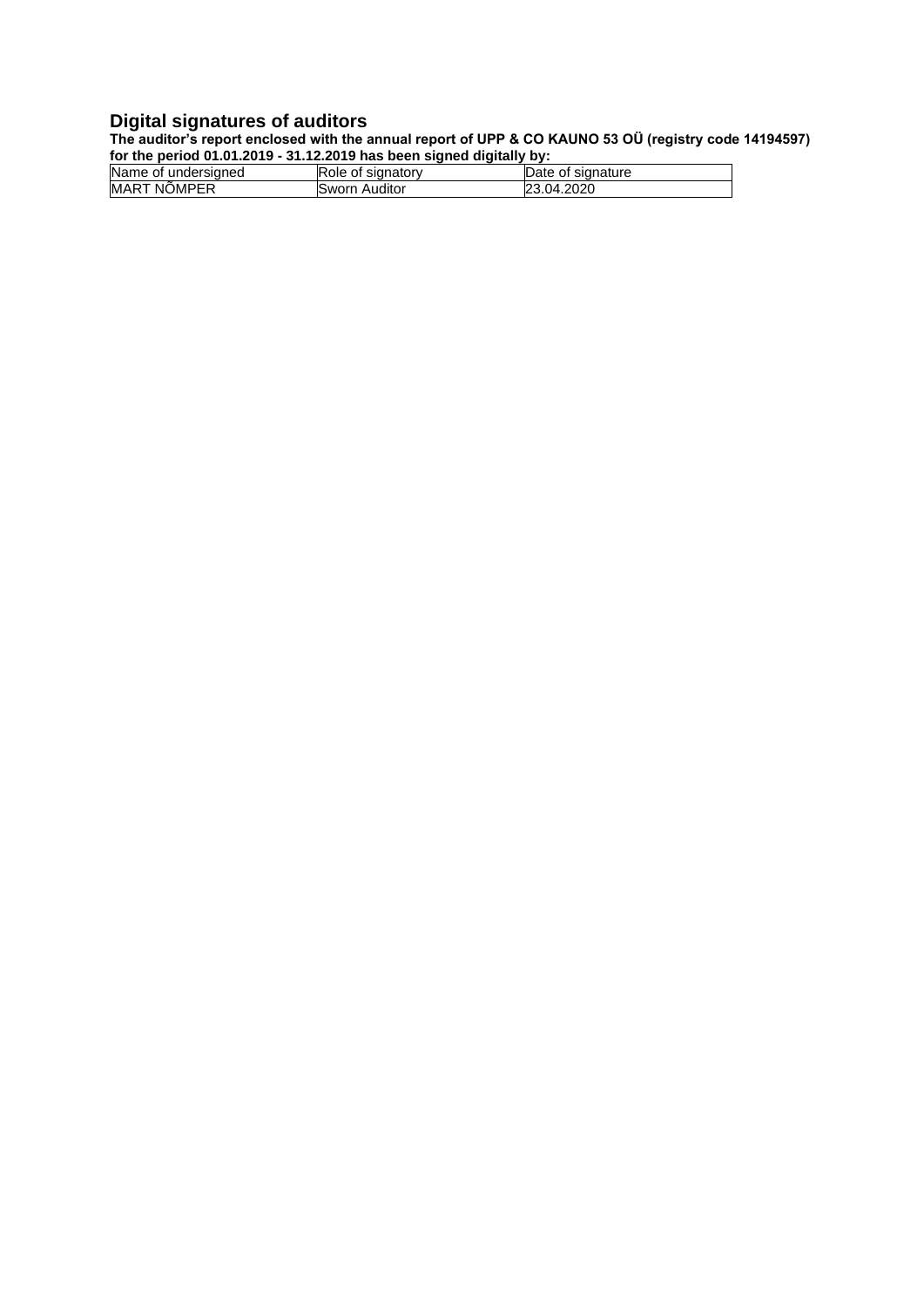# Digital signatures of auditors

**The auditor's report enclosed with the annual report of UPP & CO KAUNO 53 OÜ (registry code 14194597) for the period 01.01.2019 - 31.12.2019 has been signed digitally by:**

| Name of undersigned | Role of signatory | Date of signature |
|---|---|---|
| MART NÕMPER | Sworn Auditor | 23.04.2020 |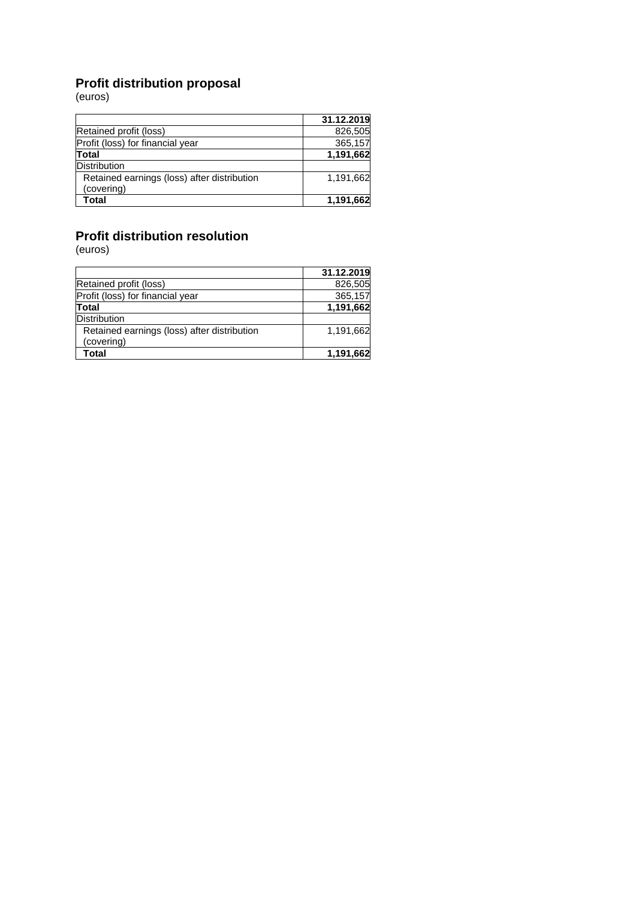## Profit distribution proposal

(euros)

| | 31.12.2019 |
|---|---|
| Retained profit (loss) | 826,505 |
| Profit (loss) for financial year | 365,157 |
| **Total** | **1,191,662** |
| Distribution | |
| Retained earnings (loss) after distribution (covering) | 1,191,662 |
| **Total** | **1,191,662** |

## Profit distribution resolution

(euros)

| | 31.12.2019 |
|---|---|
| Retained profit (loss) | 826,505 |
| Profit (loss) for financial year | 365,157 |
| **Total** | **1,191,662** |
| Distribution | |
| Retained earnings (loss) after distribution (covering) | 1,191,662 |
| **Total** | **1,191,662** |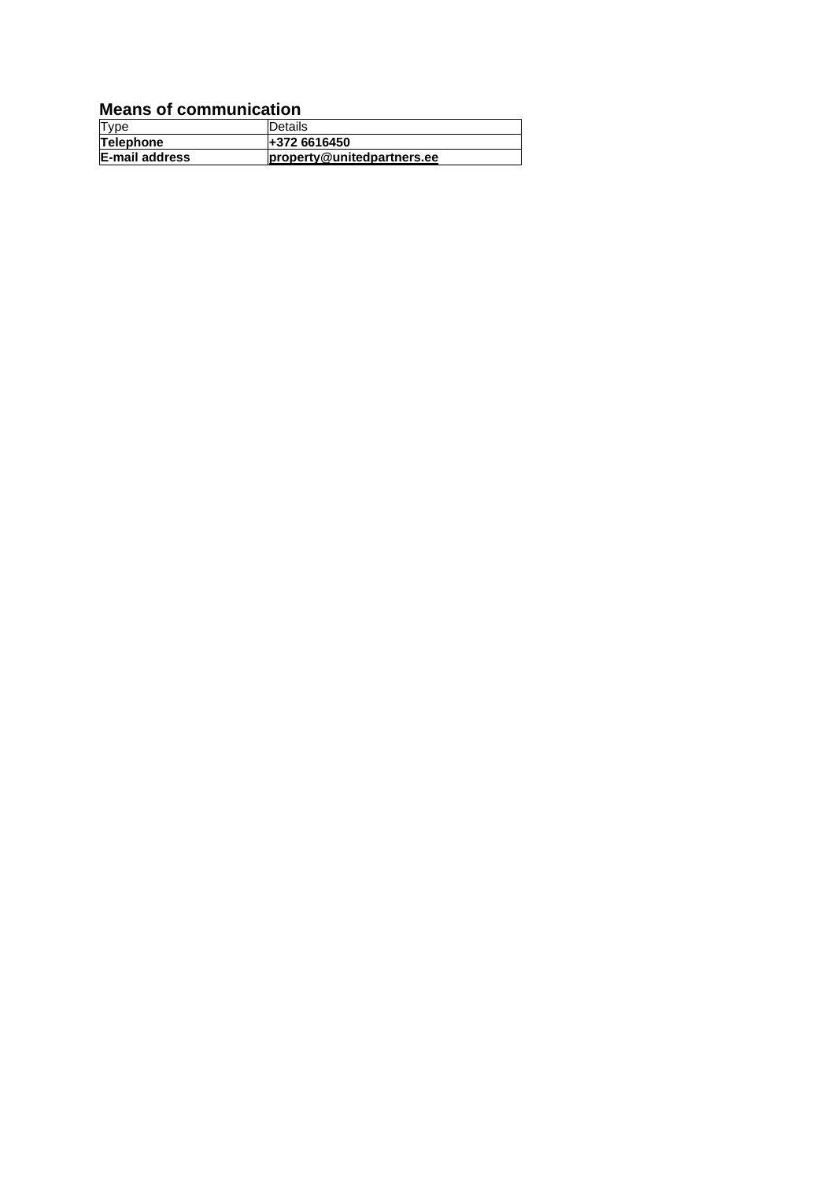## Means of communication

| Type | Details |
| --- | --- |
| **Telephone** | **+372 6616450** |
| **E-mail address** | **property@unitedpartners.ee** |